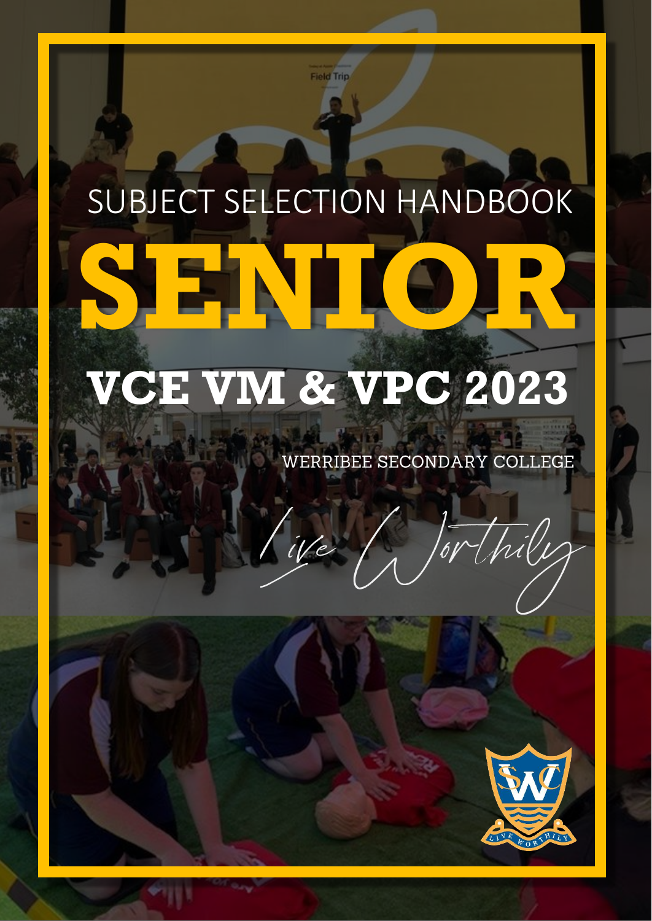SUBJECT SELECTION HANDBOOK

# SENIOR

## VCE VM & VPC 2023

WERRIBEE SECONDARY COLLEGE

*Live Worthily*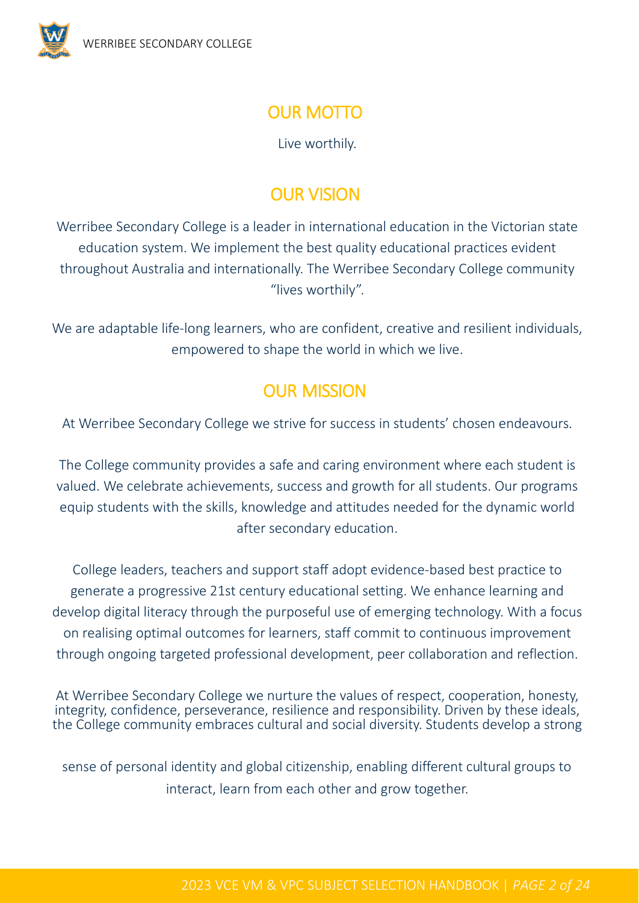## OUR MOTTO

Live worthily.

## OUR VISION

Werribee Secondary College is a leader in international education in the Victorian state education system. We implement the best quality educational practices evident throughout Australia and internationally. The Werribee Secondary College community "lives worthily".

We are adaptable life-long learners, who are confident, creative and resilient individuals, empowered to shape the world in which we live.

## OUR MISSION

At Werribee Secondary College we strive for success in students' chosen endeavours.

The College community provides a safe and caring environment where each student is valued. We celebrate achievements, success and growth for all students. Our programs equip students with the skills, knowledge and attitudes needed for the dynamic world after secondary education.

College leaders, teachers and support staff adopt evidence-based best practice to generate a progressive 21st century educational setting. We enhance learning and develop digital literacy through the purposeful use of emerging technology. With a focus on realising optimal outcomes for learners, staff commit to continuous improvement through ongoing targeted professional development, peer collaboration and reflection.

At Werribee Secondary College we nurture the values of respect, cooperation, honesty, integrity, confidence, perseverance, resilience and responsibility. Driven by these ideals, the College community embraces cultural and social diversity. Students develop a strong sense of personal identity and global citizenship, enabling different cultural groups to interact, learn from each other and grow together.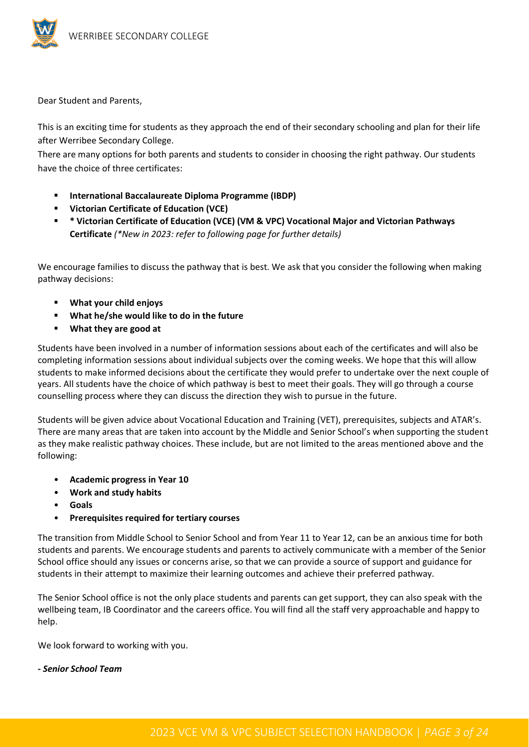Dear Student and Parents,

This is an exciting time for students as they approach the end of their secondary schooling and plan for their life after Werribee Secondary College.

There are many options for both parents and students to consider in choosing the right pathway. Our students have the choice of three certificates:

- **International Baccalaureate Diploma Programme (IBDP)**
- **Victorian Certificate of Education (VCE)**
- **\* Victorian Certificate of Education (VCE) (VM & VPC) Vocational Major and Victorian Pathways Certificate** *(\*New in 2023: refer to following page for further details)*

We encourage families to discuss the pathway that is best. We ask that you consider the following when making pathway decisions:

- **What your child enjoys**
- **What he/she would like to do in the future**
- **What they are good at**

Students have been involved in a number of information sessions about each of the certificates and will also be completing information sessions about individual subjects over the coming weeks. We hope that this will allow students to make informed decisions about the certificate they would prefer to undertake over the next couple of years. All students have the choice of which pathway is best to meet their goals. They will go through a course counselling process where they can discuss the direction they wish to pursue in the future.

Students will be given advice about Vocational Education and Training (VET), prerequisites, subjects and ATAR's. There are many areas that are taken into account by the Middle and Senior School's when supporting the student as they make realistic pathway choices. These include, but are not limited to the areas mentioned above and the following:

- **Academic progress in Year 10**
- **Work and study habits**
- **Goals**
- **Prerequisites required for tertiary courses**

The transition from Middle School to Senior School and from Year 11 to Year 12, can be an anxious time for both students and parents. We encourage students and parents to actively communicate with a member of the Senior School office should any issues or concerns arise, so that we can provide a source of support and guidance for students in their attempt to maximize their learning outcomes and achieve their preferred pathway.

The Senior School office is not the only place students and parents can get support, they can also speak with the wellbeing team, IB Coordinator and the careers office. You will find all the staff very approachable and happy to help.

We look forward to working with you.

***- Senior School Team***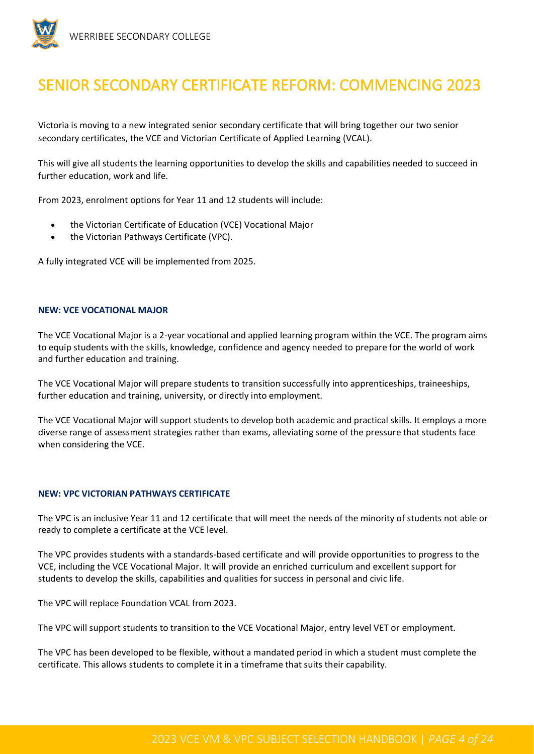# SENIOR SECONDARY CERTIFICATE REFORM: COMMENCING 2023

Victoria is moving to a new integrated senior secondary certificate that will bring together our two senior secondary certificates, the VCE and Victorian Certificate of Applied Learning (VCAL).

This will give all students the learning opportunities to develop the skills and capabilities needed to succeed in further education, work and life.

From 2023, enrolment options for Year 11 and 12 students will include:

- the Victorian Certificate of Education (VCE) Vocational Major
- the Victorian Pathways Certificate (VPC).

A fully integrated VCE will be implemented from 2025.

## NEW: VCE VOCATIONAL MAJOR

The VCE Vocational Major is a 2-year vocational and applied learning program within the VCE. The program aims to equip students with the skills, knowledge, confidence and agency needed to prepare for the world of work and further education and training.

The VCE Vocational Major will prepare students to transition successfully into apprenticeships, traineeships, further education and training, university, or directly into employment.

The VCE Vocational Major will support students to develop both academic and practical skills. It employs a more diverse range of assessment strategies rather than exams, alleviating some of the pressure that students face when considering the VCE.

## NEW: VPC VICTORIAN PATHWAYS CERTIFICATE

The VPC is an inclusive Year 11 and 12 certificate that will meet the needs of the minority of students not able or ready to complete a certificate at the VCE level.

The VPC provides students with a standards-based certificate and will provide opportunities to progress to the VCE, including the VCE Vocational Major. It will provide an enriched curriculum and excellent support for students to develop the skills, capabilities and qualities for success in personal and civic life.

The VPC will replace Foundation VCAL from 2023.

The VPC will support students to transition to the VCE Vocational Major, entry level VET or employment.

The VPC has been developed to be flexible, without a mandated period in which a student must complete the certificate. This allows students to complete it in a timeframe that suits their capability.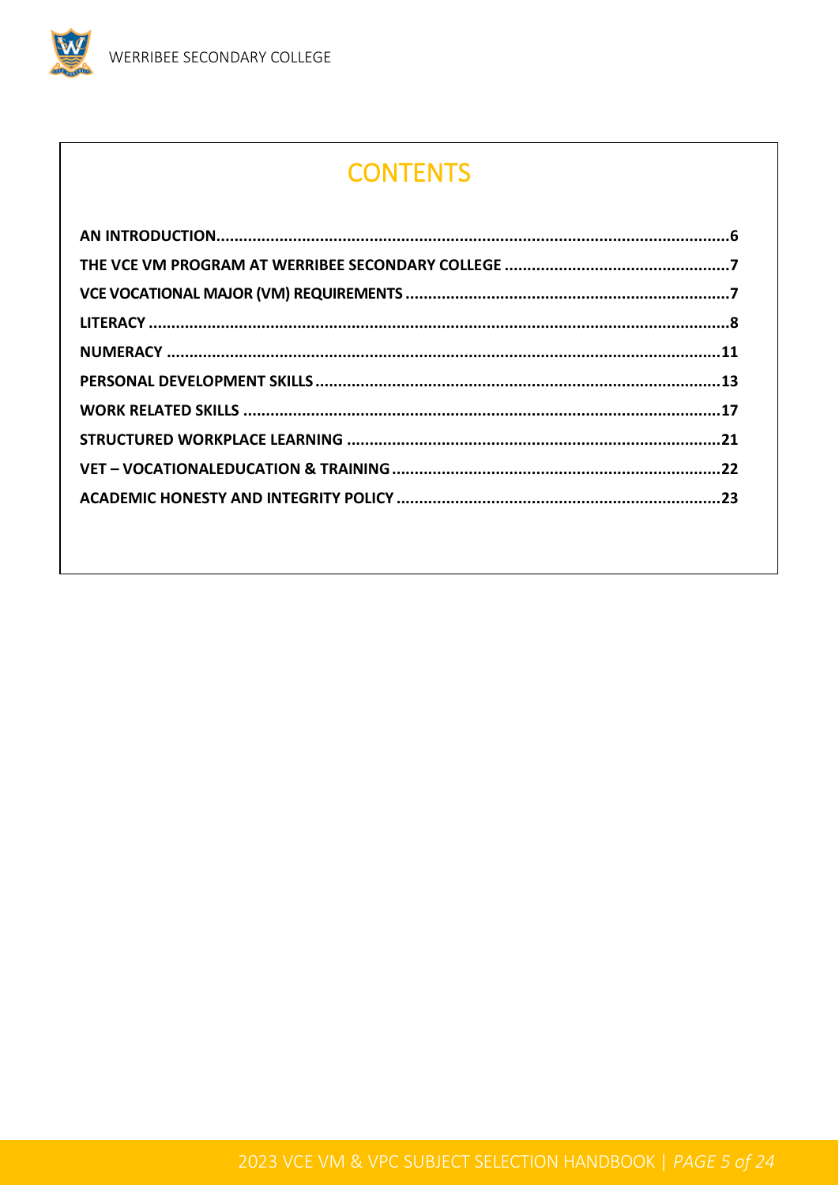# CONTENTS

**AN INTRODUCTION**.......................................................................................................6

**THE VCE VM PROGRAM AT WERRIBEE SECONDARY COLLEGE** .........................................7

**VCE VOCATIONAL MAJOR (VM) REQUIREMENTS** ..............................................................7

**LITERACY** ......................................................................................................................8

**NUMERACY** ..................................................................................................................11

**PERSONAL DEVELOPMENT SKILLS** ..............................................................................13

**WORK RELATED SKILLS** ...............................................................................................17

**STRUCTURED WORKPLACE LEARNING** ..........................................................................21

**VET – VOCATIONALEDUCATION & TRAINING** ...............................................................22

**ACADEMIC HONESTY AND INTEGRITY POLICY** ..............................................................23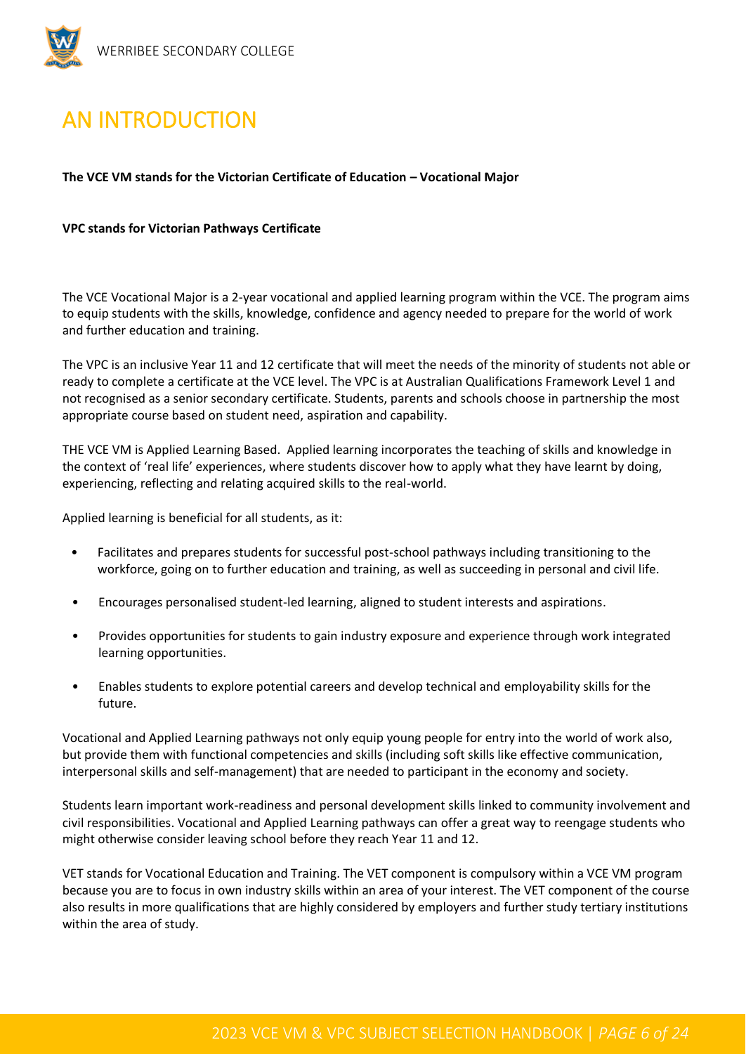# AN INTRODUCTION

**The VCE VM stands for the Victorian Certificate of Education – Vocational Major**

**VPC stands for Victorian Pathways Certificate**

The VCE Vocational Major is a 2-year vocational and applied learning program within the VCE. The program aims to equip students with the skills, knowledge, confidence and agency needed to prepare for the world of work and further education and training.

The VPC is an inclusive Year 11 and 12 certificate that will meet the needs of the minority of students not able or ready to complete a certificate at the VCE level. The VPC is at Australian Qualifications Framework Level 1 and not recognised as a senior secondary certificate. Students, parents and schools choose in partnership the most appropriate course based on student need, aspiration and capability.

THE VCE VM is Applied Learning Based. Applied learning incorporates the teaching of skills and knowledge in the context of 'real life' experiences, where students discover how to apply what they have learnt by doing, experiencing, reflecting and relating acquired skills to the real-world.

Applied learning is beneficial for all students, as it:

- Facilitates and prepares students for successful post-school pathways including transitioning to the workforce, going on to further education and training, as well as succeeding in personal and civil life.
- Encourages personalised student-led learning, aligned to student interests and aspirations.
- Provides opportunities for students to gain industry exposure and experience through work integrated learning opportunities.
- Enables students to explore potential careers and develop technical and employability skills for the future.

Vocational and Applied Learning pathways not only equip young people for entry into the world of work also, but provide them with functional competencies and skills (including soft skills like effective communication, interpersonal skills and self-management) that are needed to participant in the economy and society.

Students learn important work-readiness and personal development skills linked to community involvement and civil responsibilities. Vocational and Applied Learning pathways can offer a great way to reengage students who might otherwise consider leaving school before they reach Year 11 and 12.

VET stands for Vocational Education and Training. The VET component is compulsory within a VCE VM program because you are to focus in own industry skills within an area of your interest. The VET component of the course also results in more qualifications that are highly considered by employers and further study tertiary institutions within the area of study.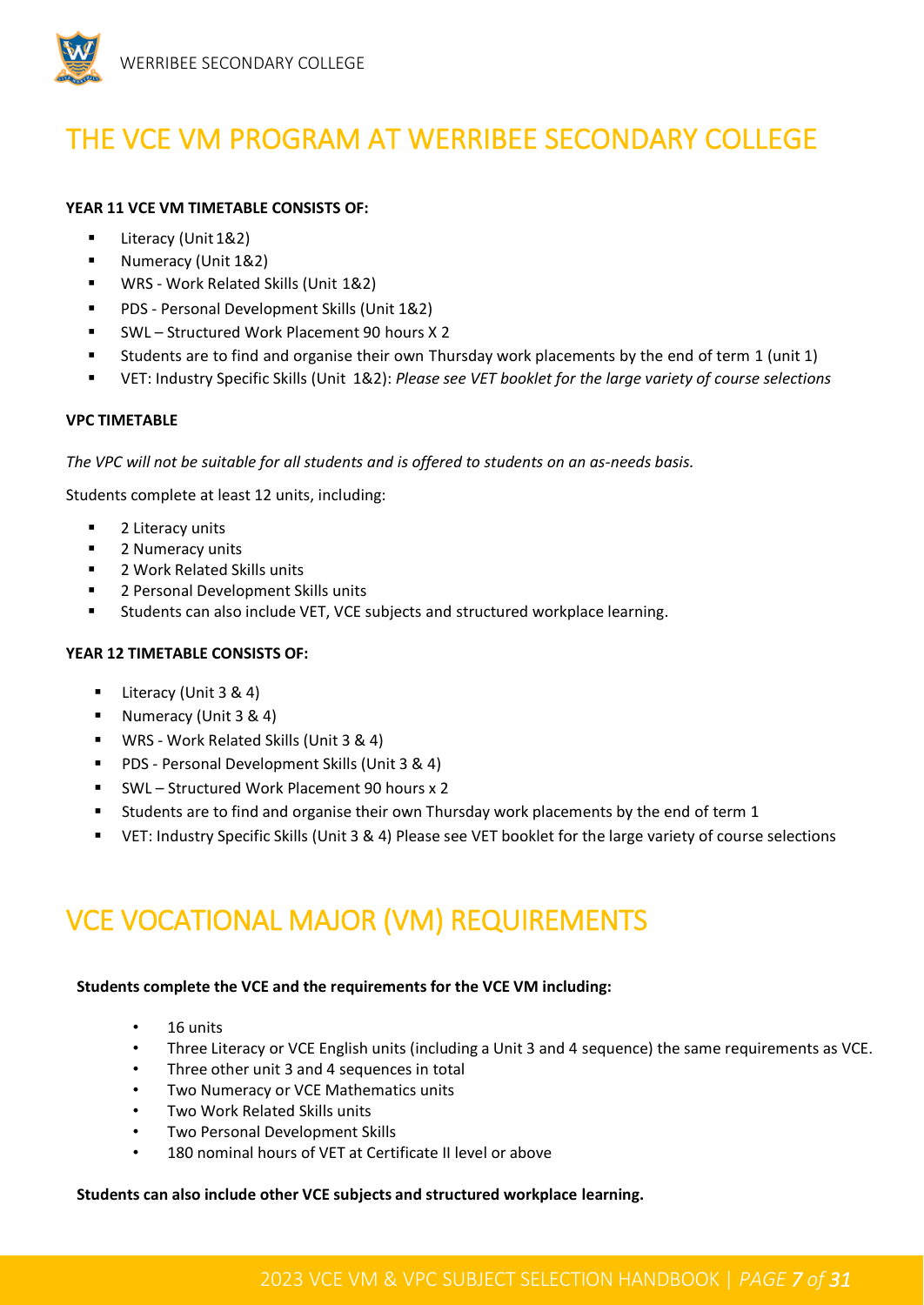// THE VCE VM PROGRAM AT WERRIBEE SECONDARY COLLEGE

**YEAR 11 VCE VM TIMETABLE CONSISTS OF:**

- Literacy (Unit 1&2)
- Numeracy (Unit 1&2)
- WRS - Work Related Skills (Unit 1&2)
- PDS - Personal Development Skills (Unit 1&2)
- SWL – Structured Work Placement 90 hours X 2
- Students are to find and organise their own Thursday work placements by the end of term 1 (unit 1)
- VET: Industry Specific Skills (Unit 1&2): *Please see VET booklet for the large variety of course selections*

**VPC TIMETABLE**

*The VPC will not be suitable for all students and is offered to students on an as-needs basis.*

Students complete at least 12 units, including:

- 2 Literacy units
- 2 Numeracy units
- 2 Work Related Skills units
- 2 Personal Development Skills units
- Students can also include VET, VCE subjects and structured workplace learning.

**YEAR 12 TIMETABLE CONSISTS OF:**

- Literacy (Unit 3 & 4)
- Numeracy (Unit 3 & 4)
- WRS - Work Related Skills (Unit 3 & 4)
- PDS - Personal Development Skills (Unit 3 & 4)
- SWL – Structured Work Placement 90 hours x 2
- Students are to find and organise their own Thursday work placements by the end of term 1
- VET: Industry Specific Skills (Unit 3 & 4) Please see VET booklet for the large variety of course selections

# VCE VOCATIONAL MAJOR (VM) REQUIREMENTS

**Students complete the VCE and the requirements for the VCE VM including:**

- 16 units
- Three Literacy or VCE English units (including a Unit 3 and 4 sequence) the same requirements as VCE.
- Three other unit 3 and 4 sequences in total
- Two Numeracy or VCE Mathematics units
- Two Work Related Skills units
- Two Personal Development Skills
- 180 nominal hours of VET at Certificate II level or above

**Students can also include other VCE subjects and structured workplace learning.**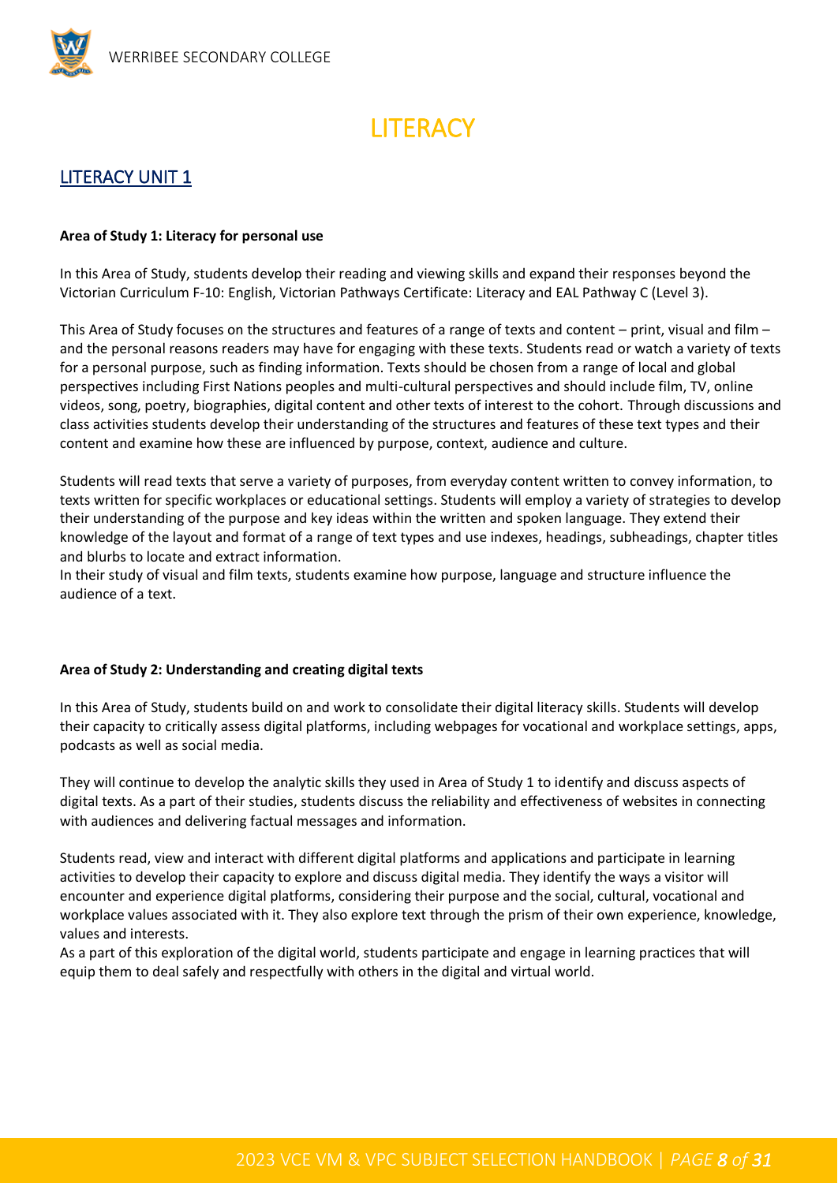# LITERACY

## LITERACY UNIT 1

**Area of Study 1: Literacy for personal use**

In this Area of Study, students develop their reading and viewing skills and expand their responses beyond the Victorian Curriculum F-10: English, Victorian Pathways Certificate: Literacy and EAL Pathway C (Level 3).

This Area of Study focuses on the structures and features of a range of texts and content – print, visual and film – and the personal reasons readers may have for engaging with these texts. Students read or watch a variety of texts for a personal purpose, such as finding information. Texts should be chosen from a range of local and global perspectives including First Nations peoples and multi-cultural perspectives and should include film, TV, online videos, song, poetry, biographies, digital content and other texts of interest to the cohort. Through discussions and class activities students develop their understanding of the structures and features of these text types and their content and examine how these are influenced by purpose, context, audience and culture.

Students will read texts that serve a variety of purposes, from everyday content written to convey information, to texts written for specific workplaces or educational settings. Students will employ a variety of strategies to develop their understanding of the purpose and key ideas within the written and spoken language. They extend their knowledge of the layout and format of a range of text types and use indexes, headings, subheadings, chapter titles and blurbs to locate and extract information.
In their study of visual and film texts, students examine how purpose, language and structure influence the audience of a text.

**Area of Study 2: Understanding and creating digital texts**

In this Area of Study, students build on and work to consolidate their digital literacy skills. Students will develop their capacity to critically assess digital platforms, including webpages for vocational and workplace settings, apps, podcasts as well as social media.

They will continue to develop the analytic skills they used in Area of Study 1 to identify and discuss aspects of digital texts. As a part of their studies, students discuss the reliability and effectiveness of websites in connecting with audiences and delivering factual messages and information.

Students read, view and interact with different digital platforms and applications and participate in learning activities to develop their capacity to explore and discuss digital media. They identify the ways a visitor will encounter and experience digital platforms, considering their purpose and the social, cultural, vocational and workplace values associated with it. They also explore text through the prism of their own experience, knowledge, values and interests.
As a part of this exploration of the digital world, students participate and engage in learning practices that will equip them to deal safely and respectfully with others in the digital and virtual world.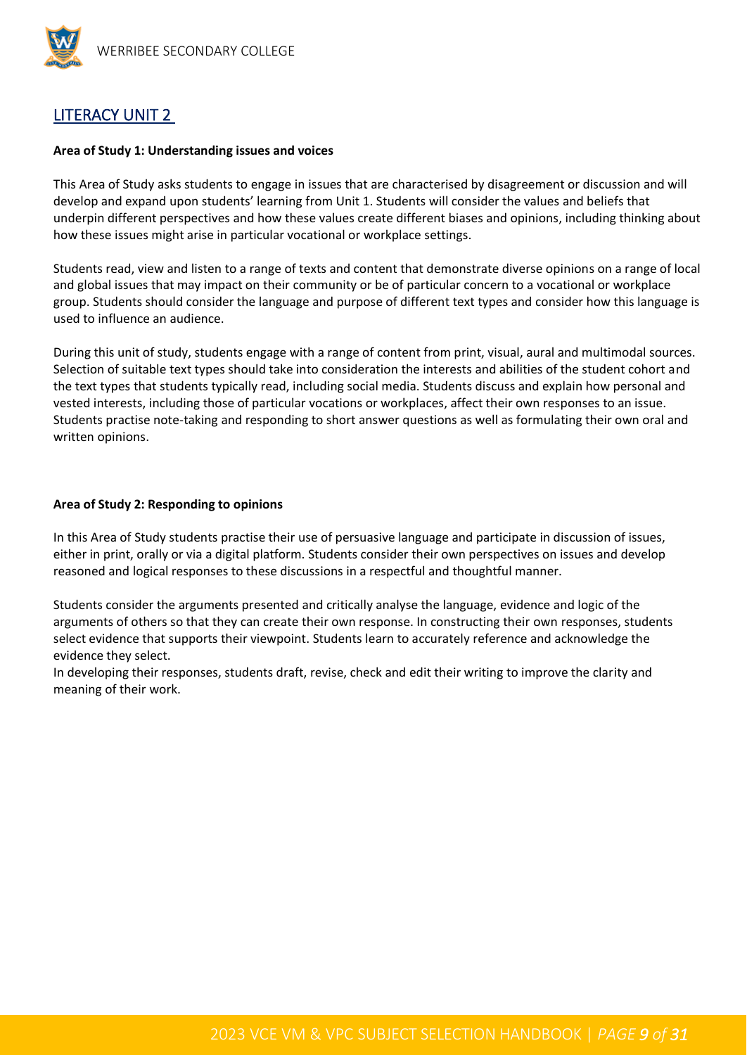## LITERACY UNIT 2

**Area of Study 1: Understanding issues and voices**

This Area of Study asks students to engage in issues that are characterised by disagreement or discussion and will develop and expand upon students' learning from Unit 1. Students will consider the values and beliefs that underpin different perspectives and how these values create different biases and opinions, including thinking about how these issues might arise in particular vocational or workplace settings.

Students read, view and listen to a range of texts and content that demonstrate diverse opinions on a range of local and global issues that may impact on their community or be of particular concern to a vocational or workplace group. Students should consider the language and purpose of different text types and consider how this language is used to influence an audience.

During this unit of study, students engage with a range of content from print, visual, aural and multimodal sources. Selection of suitable text types should take into consideration the interests and abilities of the student cohort and the text types that students typically read, including social media. Students discuss and explain how personal and vested interests, including those of particular vocations or workplaces, affect their own responses to an issue. Students practise note-taking and responding to short answer questions as well as formulating their own oral and written opinions.

**Area of Study 2: Responding to opinions**

In this Area of Study students practise their use of persuasive language and participate in discussion of issues, either in print, orally or via a digital platform. Students consider their own perspectives on issues and develop reasoned and logical responses to these discussions in a respectful and thoughtful manner.

Students consider the arguments presented and critically analyse the language, evidence and logic of the arguments of others so that they can create their own response. In constructing their own responses, students select evidence that supports their viewpoint. Students learn to accurately reference and acknowledge the evidence they select.

In developing their responses, students draft, revise, check and edit their writing to improve the clarity and meaning of their work.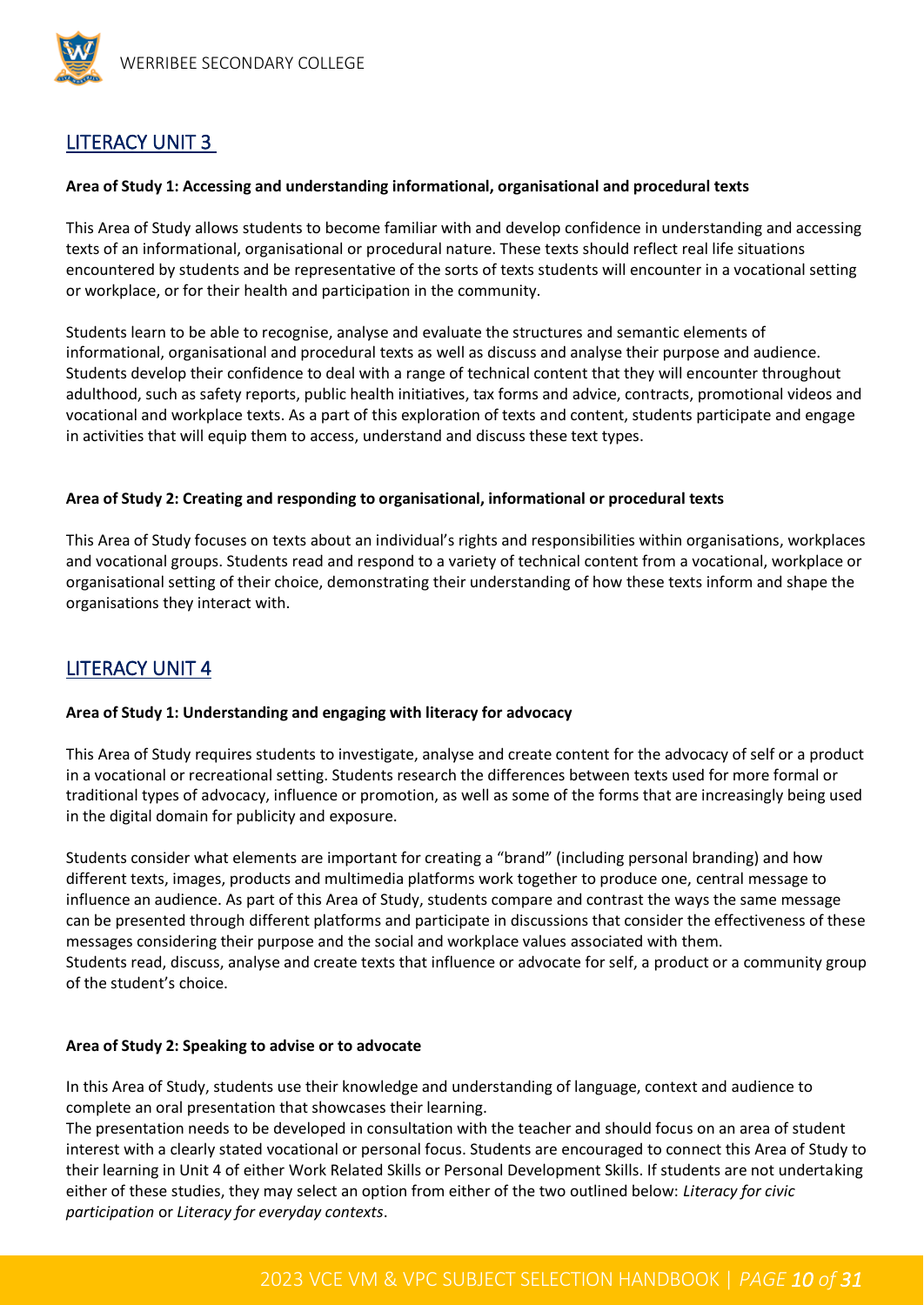## LITERACY UNIT 3

**Area of Study 1: Accessing and understanding informational, organisational and procedural texts**

This Area of Study allows students to become familiar with and develop confidence in understanding and accessing texts of an informational, organisational or procedural nature. These texts should reflect real life situations encountered by students and be representative of the sorts of texts students will encounter in a vocational setting or workplace, or for their health and participation in the community.

Students learn to be able to recognise, analyse and evaluate the structures and semantic elements of informational, organisational and procedural texts as well as discuss and analyse their purpose and audience. Students develop their confidence to deal with a range of technical content that they will encounter throughout adulthood, such as safety reports, public health initiatives, tax forms and advice, contracts, promotional videos and vocational and workplace texts. As a part of this exploration of texts and content, students participate and engage in activities that will equip them to access, understand and discuss these text types.

**Area of Study 2: Creating and responding to organisational, informational or procedural texts**

This Area of Study focuses on texts about an individual's rights and responsibilities within organisations, workplaces and vocational groups. Students read and respond to a variety of technical content from a vocational, workplace or organisational setting of their choice, demonstrating their understanding of how these texts inform and shape the organisations they interact with.

## LITERACY UNIT 4

**Area of Study 1: Understanding and engaging with literacy for advocacy**

This Area of Study requires students to investigate, analyse and create content for the advocacy of self or a product in a vocational or recreational setting. Students research the differences between texts used for more formal or traditional types of advocacy, influence or promotion, as well as some of the forms that are increasingly being used in the digital domain for publicity and exposure.

Students consider what elements are important for creating a "brand" (including personal branding) and how different texts, images, products and multimedia platforms work together to produce one, central message to influence an audience. As part of this Area of Study, students compare and contrast the ways the same message can be presented through different platforms and participate in discussions that consider the effectiveness of these messages considering their purpose and the social and workplace values associated with them.
Students read, discuss, analyse and create texts that influence or advocate for self, a product or a community group of the student's choice.

**Area of Study 2: Speaking to advise or to advocate**

In this Area of Study, students use their knowledge and understanding of language, context and audience to complete an oral presentation that showcases their learning.
The presentation needs to be developed in consultation with the teacher and should focus on an area of student interest with a clearly stated vocational or personal focus. Students are encouraged to connect this Area of Study to their learning in Unit 4 of either Work Related Skills or Personal Development Skills. If students are not undertaking either of these studies, they may select an option from either of the two outlined below: *Literacy for civic participation* or *Literacy for everyday contexts*.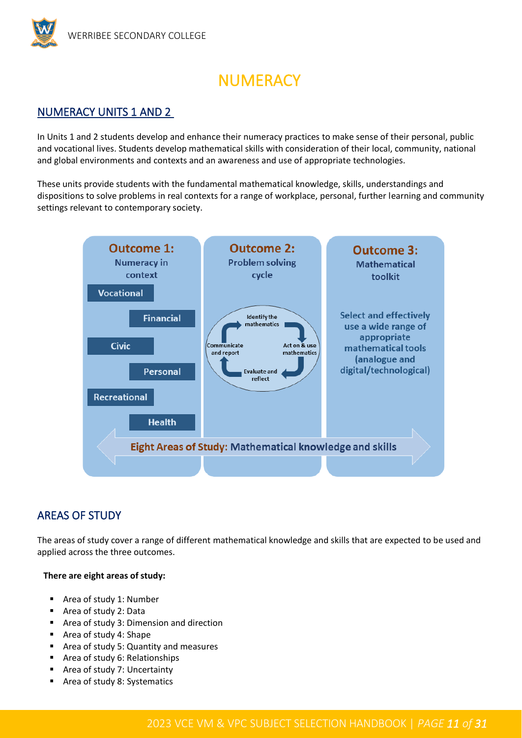# NUMERACY

## NUMERACY UNITS 1 AND 2

In Units 1 and 2 students develop and enhance their numeracy practices to make sense of their personal, public and vocational lives. Students develop mathematical skills with consideration of their local, community, national and global environments and contexts and an awareness and use of appropriate technologies.

These units provide students with the fundamental mathematical knowledge, skills, understandings and dispositions to solve problems in real contexts for a range of workplace, personal, further learning and community settings relevant to contemporary society.

**Outcome 1:** Numeracy in context
- Vocational
- Financial
- Civic
- Personal
- Recreational
- Health

**Outcome 2:** Problem solving cycle
- Identify the mathematics
- Act on & use mathematics
- Evaluate and reflect
- Communicate and report

**Outcome 3:** Mathematical toolkit
- Select and effectively use a wide range of appropriate mathematical tools (analogue and digital/technological)

**Eight Areas of Study:** Mathematical knowledge and skills

## AREAS OF STUDY

The areas of study cover a range of different mathematical knowledge and skills that are expected to be used and applied across the three outcomes.

**There are eight areas of study:**

- Area of study 1: Number
- Area of study 2: Data
- Area of study 3: Dimension and direction
- Area of study 4: Shape
- Area of study 5: Quantity and measures
- Area of study 6: Relationships
- Area of study 7: Uncertainty
- Area of study 8: Systematics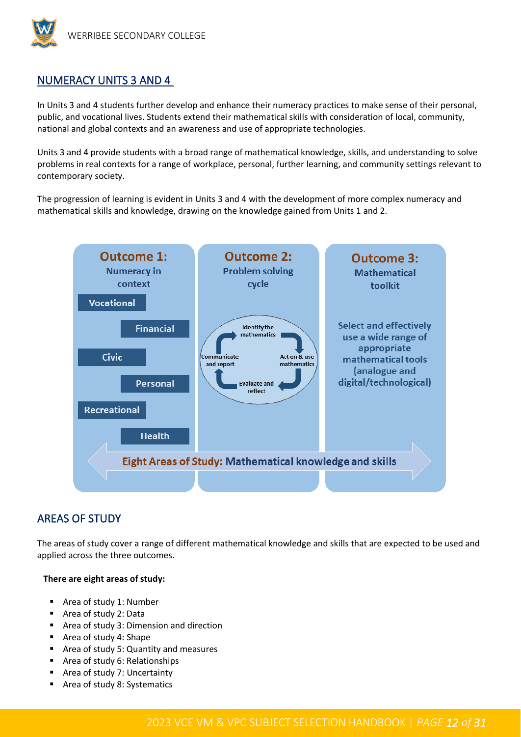## NUMERACY UNITS 3 AND 4

In Units 3 and 4 students further develop and enhance their numeracy practices to make sense of their personal, public, and vocational lives. Students extend their mathematical skills with consideration of local, community, national and global contexts and an awareness and use of appropriate technologies.

Units 3 and 4 provide students with a broad range of mathematical knowledge, skills, and understanding to solve problems in real contexts for a range of workplace, personal, further learning, and community settings relevant to contemporary society.

The progression of learning is evident in Units 3 and 4 with the development of more complex numeracy and mathematical skills and knowledge, drawing on the knowledge gained from Units 1 and 2.

**Outcome 1:** Numeracy in context

- Vocational
- Financial
- Civic
- Personal
- Recreational
- Health

**Outcome 2:** Problem solving cycle

- Identify the mathematics
- Act on & use mathematics
- Evaluate and reflect
- Communicate and report

**Outcome 3:** Mathematical toolkit

Select and effectively use a wide range of appropriate mathematical tools (analogue and digital/technological)

**Eight Areas of Study:** Mathematical knowledge and skills

## AREAS OF STUDY

The areas of study cover a range of different mathematical knowledge and skills that are expected to be used and applied across the three outcomes.

**There are eight areas of study:**

- Area of study 1: Number
- Area of study 2: Data
- Area of study 3: Dimension and direction
- Area of study 4: Shape
- Area of study 5: Quantity and measures
- Area of study 6: Relationships
- Area of study 7: Uncertainty
- Area of study 8: Systematics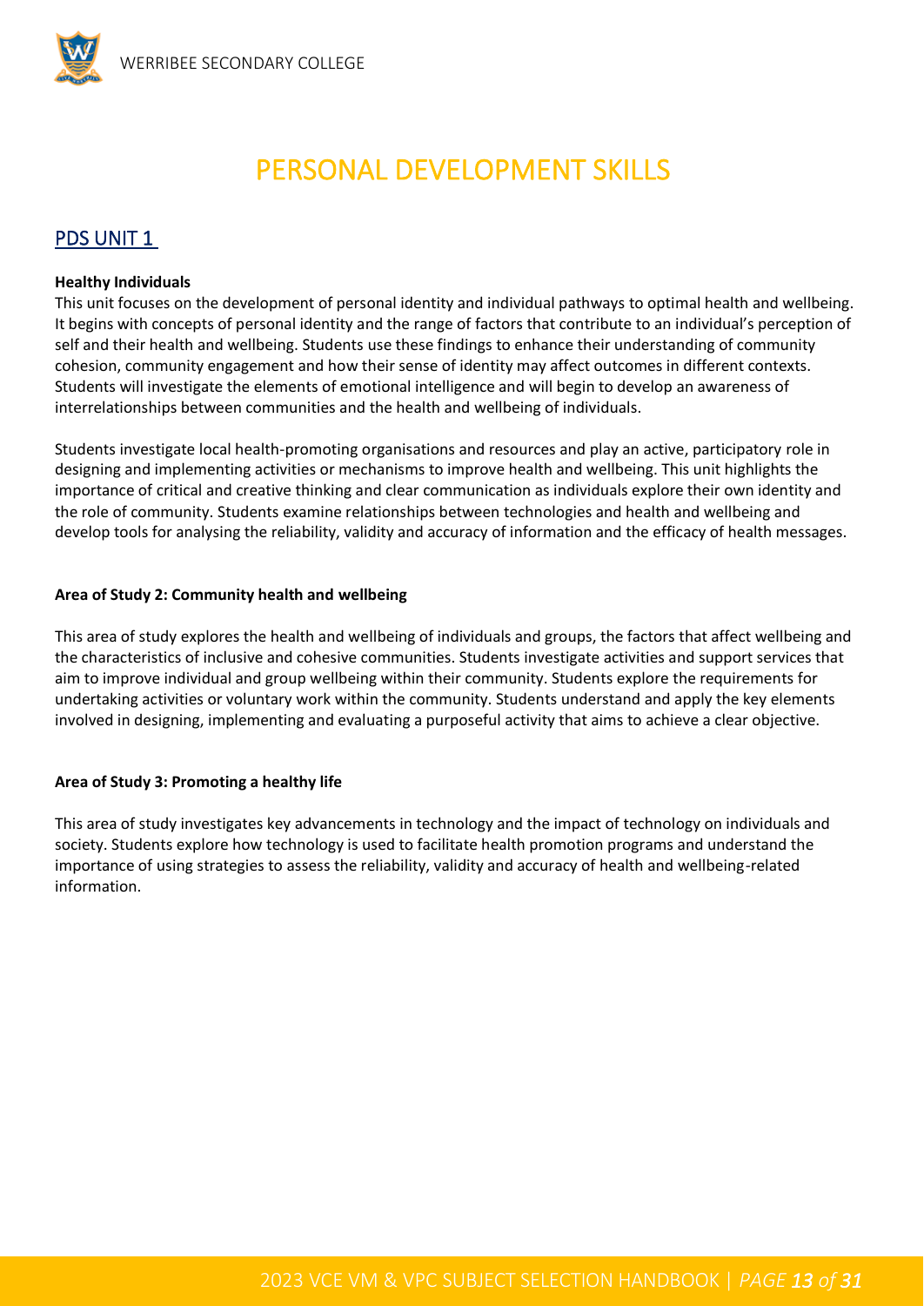# PERSONAL DEVELOPMENT SKILLS

## PDS UNIT 1

**Healthy Individuals**

This unit focuses on the development of personal identity and individual pathways to optimal health and wellbeing. It begins with concepts of personal identity and the range of factors that contribute to an individual's perception of self and their health and wellbeing. Students use these findings to enhance their understanding of community cohesion, community engagement and how their sense of identity may affect outcomes in different contexts. Students will investigate the elements of emotional intelligence and will begin to develop an awareness of interrelationships between communities and the health and wellbeing of individuals.

Students investigate local health-promoting organisations and resources and play an active, participatory role in designing and implementing activities or mechanisms to improve health and wellbeing. This unit highlights the importance of critical and creative thinking and clear communication as individuals explore their own identity and the role of community. Students examine relationships between technologies and health and wellbeing and develop tools for analysing the reliability, validity and accuracy of information and the efficacy of health messages.

**Area of Study 2: Community health and wellbeing**

This area of study explores the health and wellbeing of individuals and groups, the factors that affect wellbeing and the characteristics of inclusive and cohesive communities. Students investigate activities and support services that aim to improve individual and group wellbeing within their community. Students explore the requirements for undertaking activities or voluntary work within the community. Students understand and apply the key elements involved in designing, implementing and evaluating a purposeful activity that aims to achieve a clear objective.

**Area of Study 3: Promoting a healthy life**

This area of study investigates key advancements in technology and the impact of technology on individuals and society. Students explore how technology is used to facilitate health promotion programs and understand the importance of using strategies to assess the reliability, validity and accuracy of health and wellbeing-related information.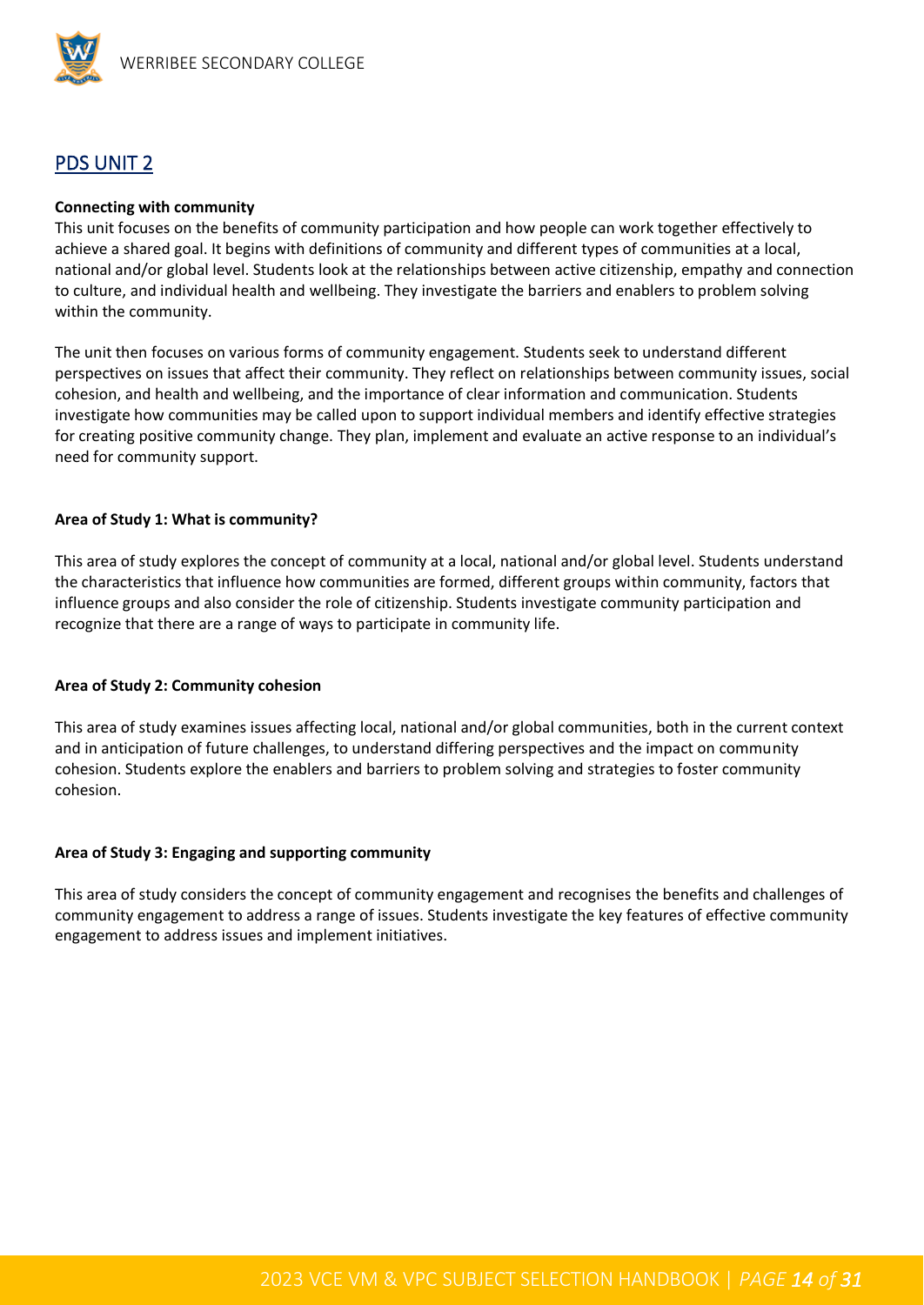## PDS UNIT 2

**Connecting with community**

This unit focuses on the benefits of community participation and how people can work together effectively to achieve a shared goal. It begins with definitions of community and different types of communities at a local, national and/or global level. Students look at the relationships between active citizenship, empathy and connection to culture, and individual health and wellbeing. They investigate the barriers and enablers to problem solving within the community.

The unit then focuses on various forms of community engagement. Students seek to understand different perspectives on issues that affect their community. They reflect on relationships between community issues, social cohesion, and health and wellbeing, and the importance of clear information and communication. Students investigate how communities may be called upon to support individual members and identify effective strategies for creating positive community change. They plan, implement and evaluate an active response to an individual's need for community support.

**Area of Study 1: What is community?**

This area of study explores the concept of community at a local, national and/or global level. Students understand the characteristics that influence how communities are formed, different groups within community, factors that influence groups and also consider the role of citizenship. Students investigate community participation and recognize that there are a range of ways to participate in community life.

**Area of Study 2: Community cohesion**

This area of study examines issues affecting local, national and/or global communities, both in the current context and in anticipation of future challenges, to understand differing perspectives and the impact on community cohesion. Students explore the enablers and barriers to problem solving and strategies to foster community cohesion.

**Area of Study 3: Engaging and supporting community**

This area of study considers the concept of community engagement and recognises the benefits and challenges of community engagement to address a range of issues. Students investigate the key features of effective community engagement to address issues and implement initiatives.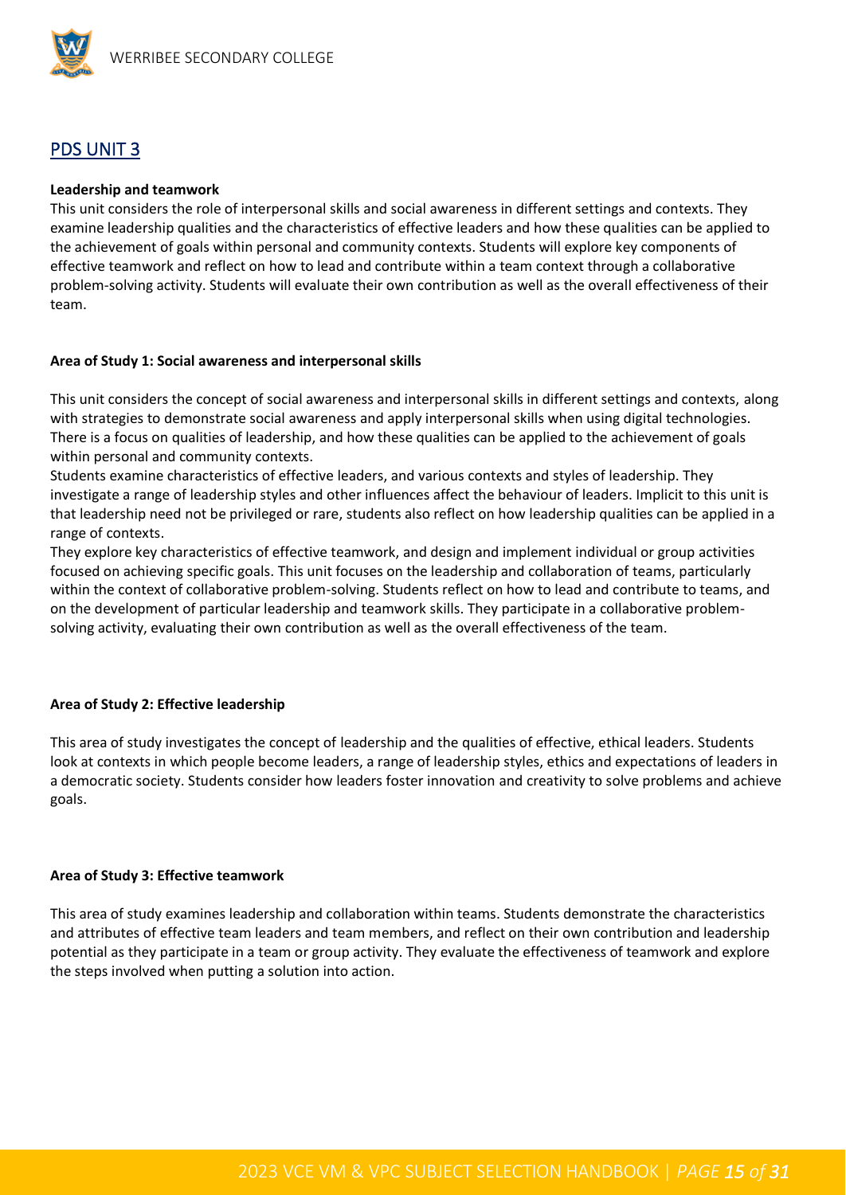## PDS UNIT 3

**Leadership and teamwork**

This unit considers the role of interpersonal skills and social awareness in different settings and contexts. They examine leadership qualities and the characteristics of effective leaders and how these qualities can be applied to the achievement of goals within personal and community contexts. Students will explore key components of effective teamwork and reflect on how to lead and contribute within a team context through a collaborative problem-solving activity. Students will evaluate their own contribution as well as the overall effectiveness of their team.

**Area of Study 1: Social awareness and interpersonal skills**

This unit considers the concept of social awareness and interpersonal skills in different settings and contexts, along with strategies to demonstrate social awareness and apply interpersonal skills when using digital technologies. There is a focus on qualities of leadership, and how these qualities can be applied to the achievement of goals within personal and community contexts.

Students examine characteristics of effective leaders, and various contexts and styles of leadership. They investigate a range of leadership styles and other influences affect the behaviour of leaders. Implicit to this unit is that leadership need not be privileged or rare, students also reflect on how leadership qualities can be applied in a range of contexts.

They explore key characteristics of effective teamwork, and design and implement individual or group activities focused on achieving specific goals. This unit focuses on the leadership and collaboration of teams, particularly within the context of collaborative problem-solving. Students reflect on how to lead and contribute to teams, and on the development of particular leadership and teamwork skills. They participate in a collaborative problem-solving activity, evaluating their own contribution as well as the overall effectiveness of the team.

**Area of Study 2: Effective leadership**

This area of study investigates the concept of leadership and the qualities of effective, ethical leaders. Students look at contexts in which people become leaders, a range of leadership styles, ethics and expectations of leaders in a democratic society. Students consider how leaders foster innovation and creativity to solve problems and achieve goals.

**Area of Study 3: Effective teamwork**

This area of study examines leadership and collaboration within teams. Students demonstrate the characteristics and attributes of effective team leaders and team members, and reflect on their own contribution and leadership potential as they participate in a team or group activity. They evaluate the effectiveness of teamwork and explore the steps involved when putting a solution into action.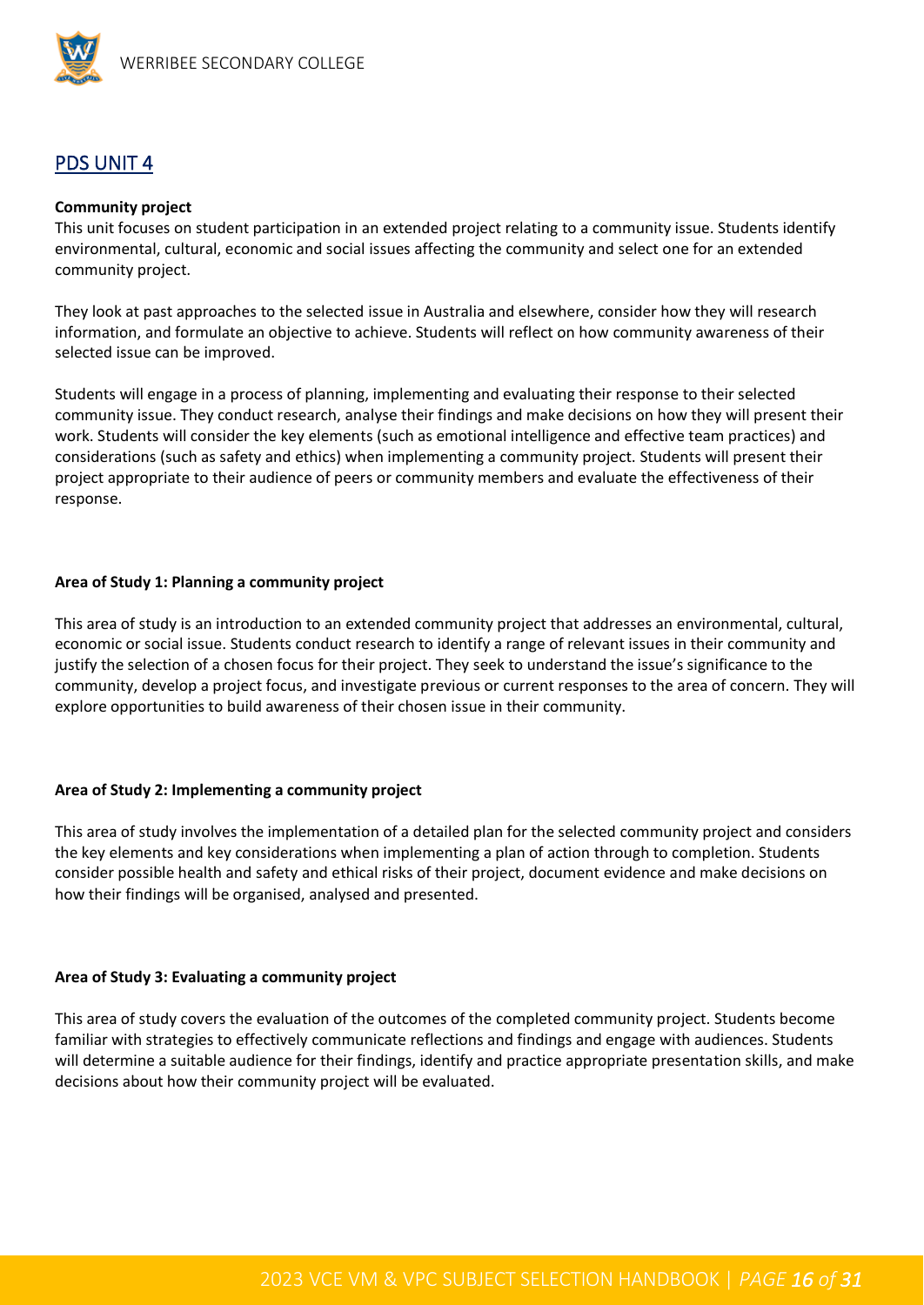## PDS UNIT 4

**Community project**

This unit focuses on student participation in an extended project relating to a community issue. Students identify environmental, cultural, economic and social issues affecting the community and select one for an extended community project.

They look at past approaches to the selected issue in Australia and elsewhere, consider how they will research information, and formulate an objective to achieve. Students will reflect on how community awareness of their selected issue can be improved.

Students will engage in a process of planning, implementing and evaluating their response to their selected community issue. They conduct research, analyse their findings and make decisions on how they will present their work. Students will consider the key elements (such as emotional intelligence and effective team practices) and considerations (such as safety and ethics) when implementing a community project. Students will present their project appropriate to their audience of peers or community members and evaluate the effectiveness of their response.

**Area of Study 1: Planning a community project**

This area of study is an introduction to an extended community project that addresses an environmental, cultural, economic or social issue. Students conduct research to identify a range of relevant issues in their community and justify the selection of a chosen focus for their project. They seek to understand the issue's significance to the community, develop a project focus, and investigate previous or current responses to the area of concern. They will explore opportunities to build awareness of their chosen issue in their community.

**Area of Study 2: Implementing a community project**

This area of study involves the implementation of a detailed plan for the selected community project and considers the key elements and key considerations when implementing a plan of action through to completion. Students consider possible health and safety and ethical risks of their project, document evidence and make decisions on how their findings will be organised, analysed and presented.

**Area of Study 3: Evaluating a community project**

This area of study covers the evaluation of the outcomes of the completed community project. Students become familiar with strategies to effectively communicate reflections and findings and engage with audiences. Students will determine a suitable audience for their findings, identify and practice appropriate presentation skills, and make decisions about how their community project will be evaluated.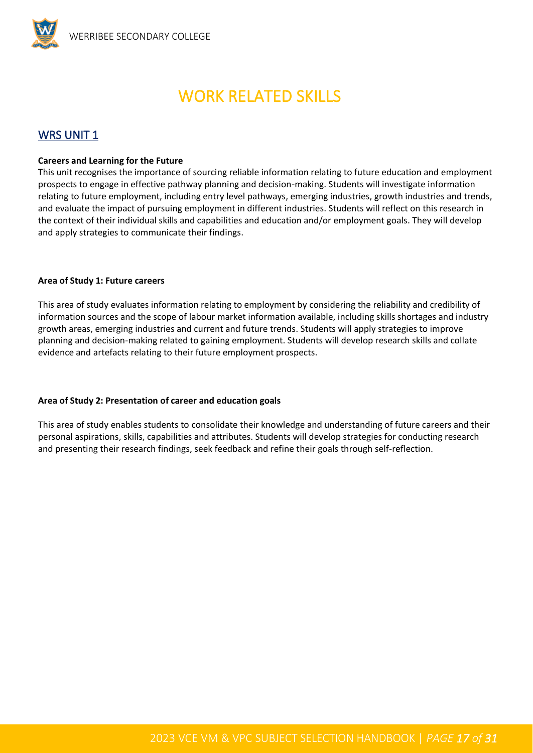# WORK RELATED SKILLS

## WRS UNIT 1

**Careers and Learning for the Future**

This unit recognises the importance of sourcing reliable information relating to future education and employment prospects to engage in effective pathway planning and decision-making. Students will investigate information relating to future employment, including entry level pathways, emerging industries, growth industries and trends, and evaluate the impact of pursuing employment in different industries. Students will reflect on this research in the context of their individual skills and capabilities and education and/or employment goals. They will develop and apply strategies to communicate their findings.

**Area of Study 1: Future careers**

This area of study evaluates information relating to employment by considering the reliability and credibility of information sources and the scope of labour market information available, including skills shortages and industry growth areas, emerging industries and current and future trends. Students will apply strategies to improve planning and decision-making related to gaining employment. Students will develop research skills and collate evidence and artefacts relating to their future employment prospects.

**Area of Study 2: Presentation of career and education goals**

This area of study enables students to consolidate their knowledge and understanding of future careers and their personal aspirations, skills, capabilities and attributes. Students will develop strategies for conducting research and presenting their research findings, seek feedback and refine their goals through self-reflection.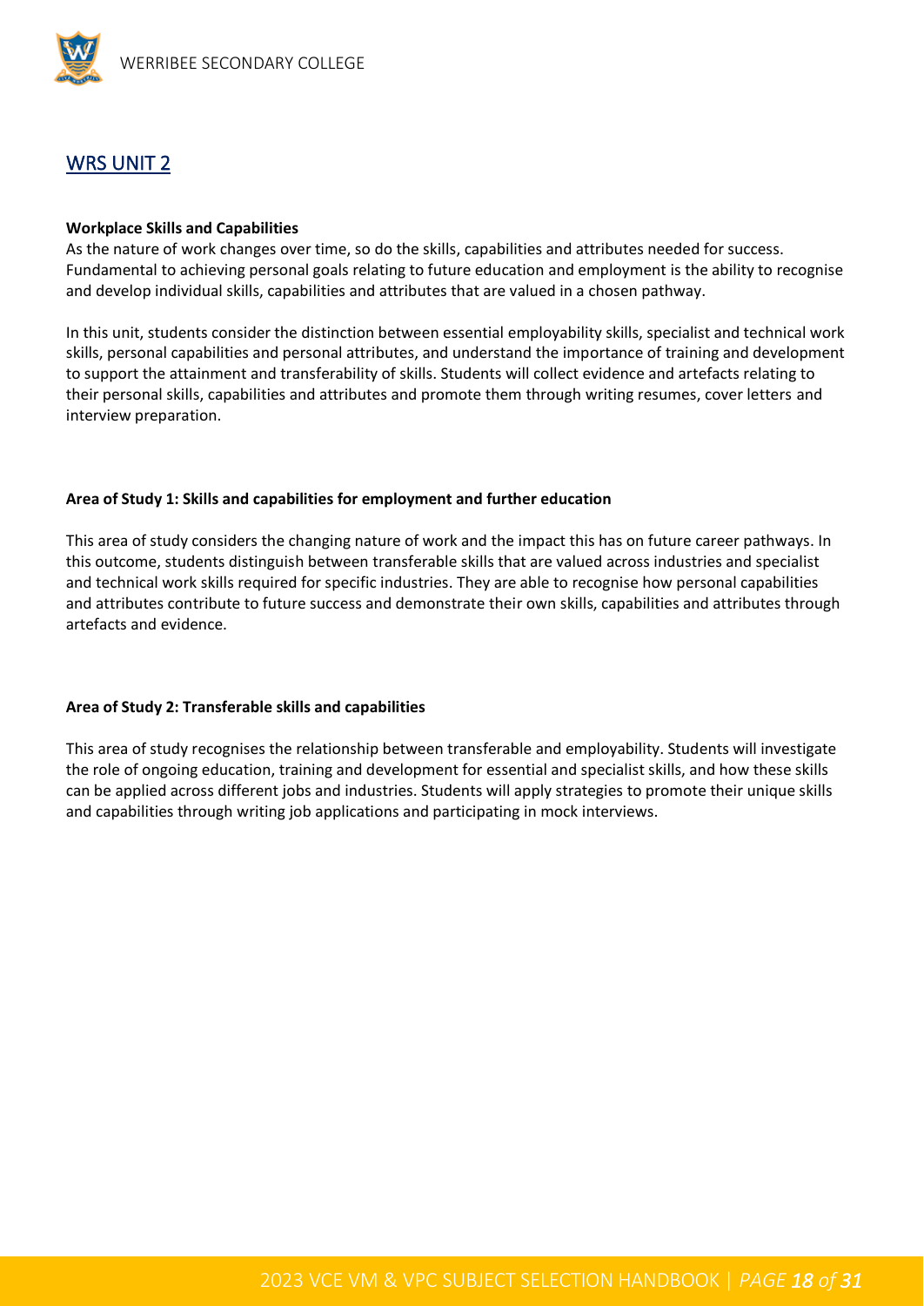## WRS UNIT 2

**Workplace Skills and Capabilities**

As the nature of work changes over time, so do the skills, capabilities and attributes needed for success. Fundamental to achieving personal goals relating to future education and employment is the ability to recognise and develop individual skills, capabilities and attributes that are valued in a chosen pathway.

In this unit, students consider the distinction between essential employability skills, specialist and technical work skills, personal capabilities and personal attributes, and understand the importance of training and development to support the attainment and transferability of skills. Students will collect evidence and artefacts relating to their personal skills, capabilities and attributes and promote them through writing resumes, cover letters and interview preparation.

**Area of Study 1: Skills and capabilities for employment and further education**

This area of study considers the changing nature of work and the impact this has on future career pathways. In this outcome, students distinguish between transferable skills that are valued across industries and specialist and technical work skills required for specific industries. They are able to recognise how personal capabilities and attributes contribute to future success and demonstrate their own skills, capabilities and attributes through artefacts and evidence.

**Area of Study 2: Transferable skills and capabilities**

This area of study recognises the relationship between transferable and employability. Students will investigate the role of ongoing education, training and development for essential and specialist skills, and how these skills can be applied across different jobs and industries. Students will apply strategies to promote their unique skills and capabilities through writing job applications and participating in mock interviews.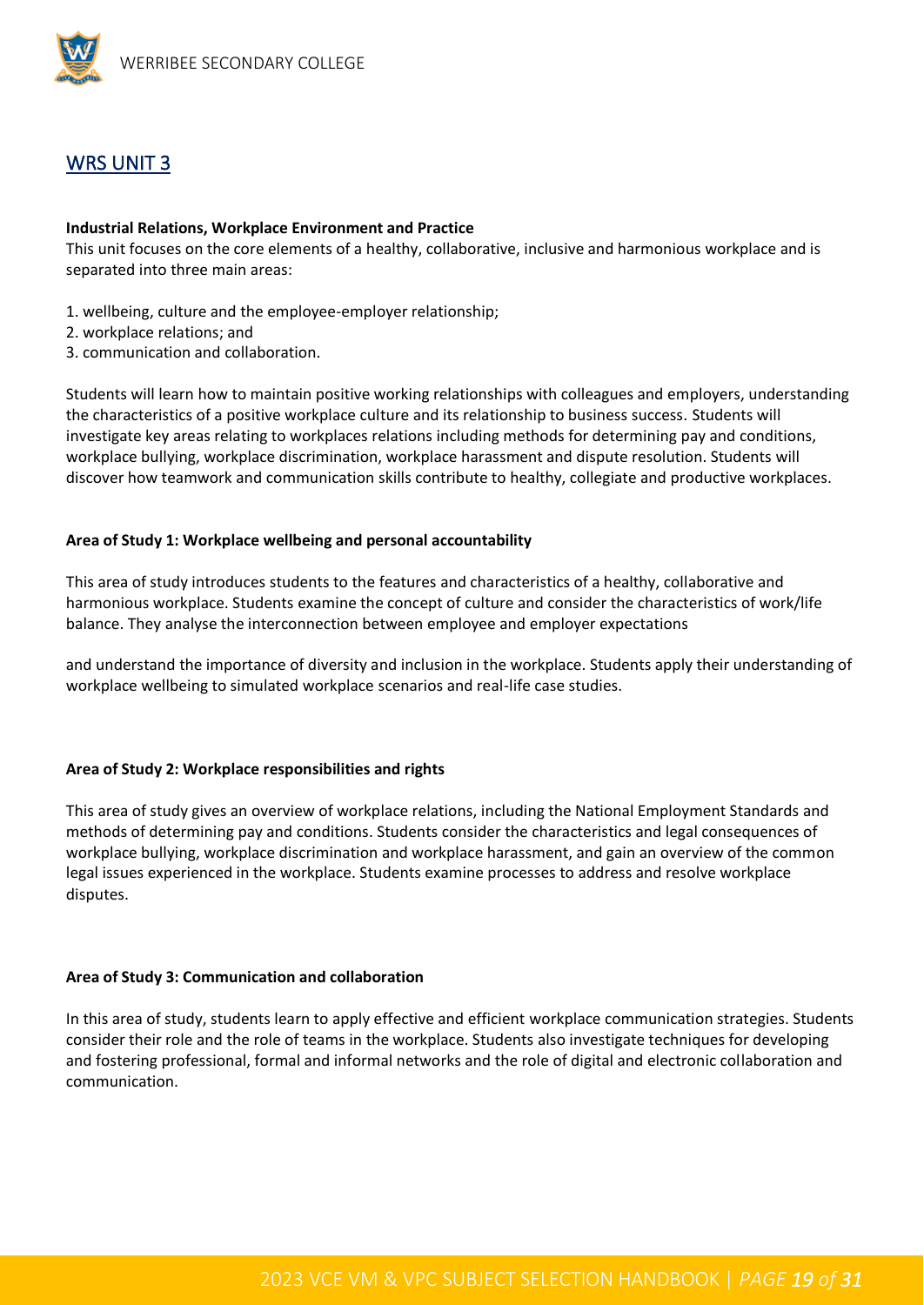## WRS UNIT 3

**Industrial Relations, Workplace Environment and Practice**

This unit focuses on the core elements of a healthy, collaborative, inclusive and harmonious workplace and is separated into three main areas:

1. wellbeing, culture and the employee-employer relationship;
2. workplace relations; and
3. communication and collaboration.

Students will learn how to maintain positive working relationships with colleagues and employers, understanding the characteristics of a positive workplace culture and its relationship to business success. Students will investigate key areas relating to workplaces relations including methods for determining pay and conditions, workplace bullying, workplace discrimination, workplace harassment and dispute resolution. Students will discover how teamwork and communication skills contribute to healthy, collegiate and productive workplaces.

**Area of Study 1: Workplace wellbeing and personal accountability**

This area of study introduces students to the features and characteristics of a healthy, collaborative and harmonious workplace. Students examine the concept of culture and consider the characteristics of work/life balance. They analyse the interconnection between employee and employer expectations

and understand the importance of diversity and inclusion in the workplace. Students apply their understanding of workplace wellbeing to simulated workplace scenarios and real-life case studies.

**Area of Study 2: Workplace responsibilities and rights**

This area of study gives an overview of workplace relations, including the National Employment Standards and methods of determining pay and conditions. Students consider the characteristics and legal consequences of workplace bullying, workplace discrimination and workplace harassment, and gain an overview of the common legal issues experienced in the workplace. Students examine processes to address and resolve workplace disputes.

**Area of Study 3: Communication and collaboration**

In this area of study, students learn to apply effective and efficient workplace communication strategies. Students consider their role and the role of teams in the workplace. Students also investigate techniques for developing and fostering professional, formal and informal networks and the role of digital and electronic collaboration and communication.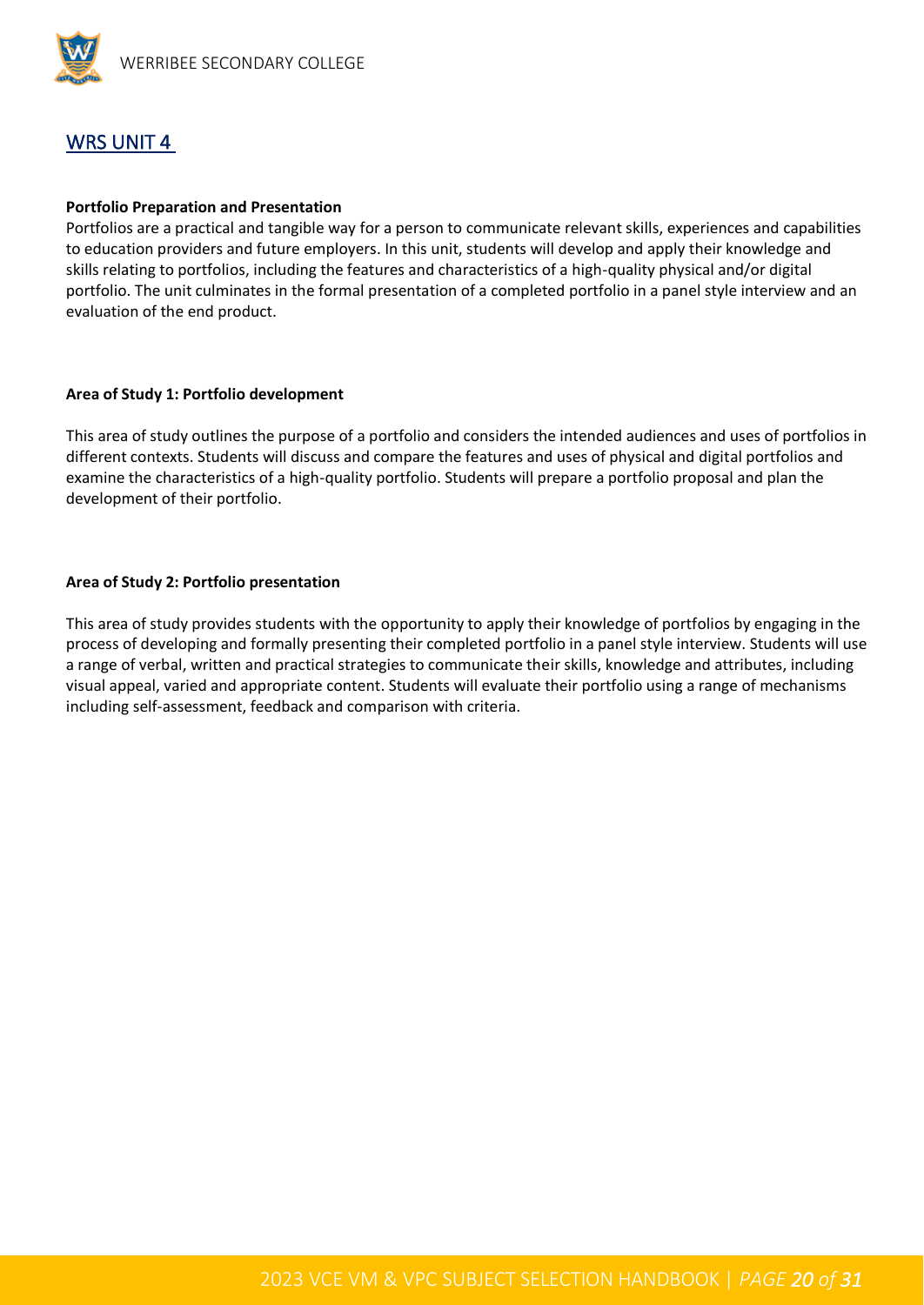## WRS UNIT 4

**Portfolio Preparation and Presentation**

Portfolios are a practical and tangible way for a person to communicate relevant skills, experiences and capabilities to education providers and future employers. In this unit, students will develop and apply their knowledge and skills relating to portfolios, including the features and characteristics of a high-quality physical and/or digital portfolio. The unit culminates in the formal presentation of a completed portfolio in a panel style interview and an evaluation of the end product.

**Area of Study 1: Portfolio development**

This area of study outlines the purpose of a portfolio and considers the intended audiences and uses of portfolios in different contexts. Students will discuss and compare the features and uses of physical and digital portfolios and examine the characteristics of a high-quality portfolio. Students will prepare a portfolio proposal and plan the development of their portfolio.

**Area of Study 2: Portfolio presentation**

This area of study provides students with the opportunity to apply their knowledge of portfolios by engaging in the process of developing and formally presenting their completed portfolio in a panel style interview. Students will use a range of verbal, written and practical strategies to communicate their skills, knowledge and attributes, including visual appeal, varied and appropriate content. Students will evaluate their portfolio using a range of mechanisms including self-assessment, feedback and comparison with criteria.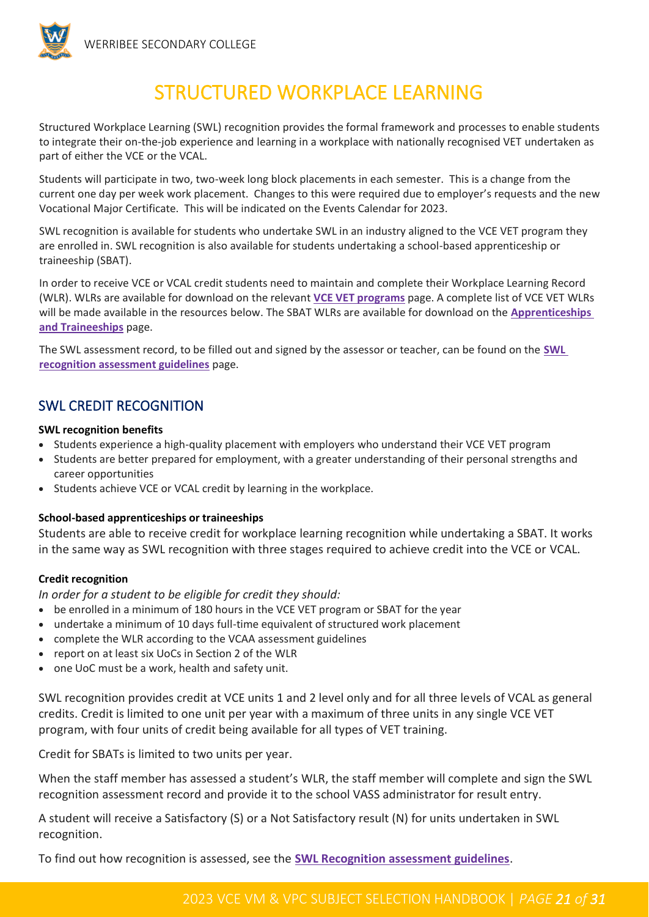# STRUCTURED WORKPLACE LEARNING

Structured Workplace Learning (SWL) recognition provides the formal framework and processes to enable students to integrate their on-the-job experience and learning in a workplace with nationally recognised VET undertaken as part of either the VCE or the VCAL.

Students will participate in two, two-week long block placements in each semester. This is a change from the current one day per week work placement. Changes to this were required due to employer's requests and the new Vocational Major Certificate. This will be indicated on the Events Calendar for 2023.

SWL recognition is available for students who undertake SWL in an industry aligned to the VCE VET program they are enrolled in. SWL recognition is also available for students undertaking a school-based apprenticeship or traineeship (SBAT).

In order to receive VCE or VCAL credit students need to maintain and complete their Workplace Learning Record (WLR). WLRs are available for download on the relevant **VCE VET programs** page. A complete list of VCE VET WLRs will be made available in the resources below. The SBAT WLRs are available for download on the **Apprenticeships and Traineeships** page.

The SWL assessment record, to be filled out and signed by the assessor or teacher, can be found on the **SWL recognition assessment guidelines** page.

## SWL CREDIT RECOGNITION

**SWL recognition benefits**

- Students experience a high-quality placement with employers who understand their VCE VET program
- Students are better prepared for employment, with a greater understanding of their personal strengths and career opportunities
- Students achieve VCE or VCAL credit by learning in the workplace.

**School-based apprenticeships or traineeships**

Students are able to receive credit for workplace learning recognition while undertaking a SBAT. It works in the same way as SWL recognition with three stages required to achieve credit into the VCE or VCAL.

**Credit recognition**

*In order for a student to be eligible for credit they should:*

- be enrolled in a minimum of 180 hours in the VCE VET program or SBAT for the year
- undertake a minimum of 10 days full-time equivalent of structured work placement
- complete the WLR according to the VCAA assessment guidelines
- report on at least six UoCs in Section 2 of the WLR
- one UoC must be a work, health and safety unit.

SWL recognition provides credit at VCE units 1 and 2 level only and for all three levels of VCAL as general credits. Credit is limited to one unit per year with a maximum of three units in any single VCE VET program, with four units of credit being available for all types of VET training.

Credit for SBATs is limited to two units per year.

When the staff member has assessed a student's WLR, the staff member will complete and sign the SWL recognition assessment record and provide it to the school VASS administrator for result entry.

A student will receive a Satisfactory (S) or a Not Satisfactory result (N) for units undertaken in SWL recognition.

To find out how recognition is assessed, see the **SWL Recognition assessment guidelines**.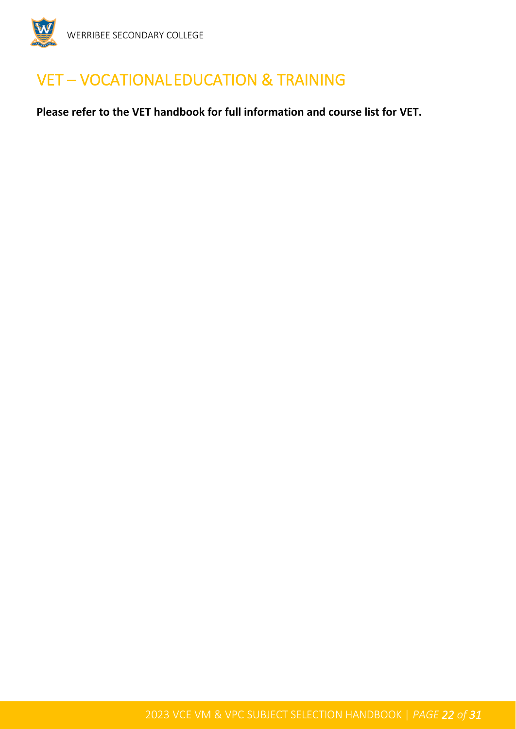# VET – VOCATIONAL EDUCATION & TRAINING

**Please refer to the VET handbook for full information and course list for VET.**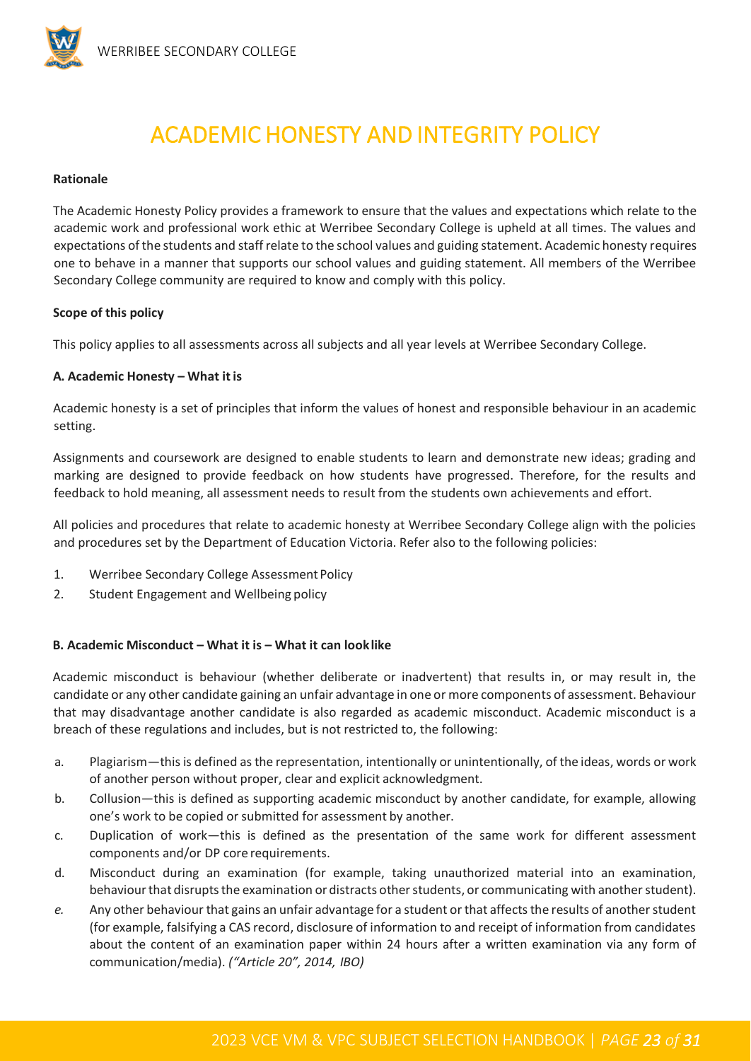# ACADEMIC HONESTY AND INTEGRITY POLICY

**Rationale**

The Academic Honesty Policy provides a framework to ensure that the values and expectations which relate to the academic work and professional work ethic at Werribee Secondary College is upheld at all times. The values and expectations of the students and staff relate to the school values and guiding statement. Academic honesty requires one to behave in a manner that supports our school values and guiding statement. All members of the Werribee Secondary College community are required to know and comply with this policy.

**Scope of this policy**

This policy applies to all assessments across all subjects and all year levels at Werribee Secondary College.

**A. Academic Honesty – What it is**

Academic honesty is a set of principles that inform the values of honest and responsible behaviour in an academic setting.

Assignments and coursework are designed to enable students to learn and demonstrate new ideas; grading and marking are designed to provide feedback on how students have progressed. Therefore, for the results and feedback to hold meaning, all assessment needs to result from the students own achievements and effort.

All policies and procedures that relate to academic honesty at Werribee Secondary College align with the policies and procedures set by the Department of Education Victoria. Refer also to the following policies:

1. Werribee Secondary College Assessment Policy
2. Student Engagement and Wellbeing policy

**B. Academic Misconduct – What it is – What it can look like**

Academic misconduct is behaviour (whether deliberate or inadvertent) that results in, or may result in, the candidate or any other candidate gaining an unfair advantage in one or more components of assessment. Behaviour that may disadvantage another candidate is also regarded as academic misconduct. Academic misconduct is a breach of these regulations and includes, but is not restricted to, the following:

a. Plagiarism—this is defined as the representation, intentionally or unintentionally, of the ideas, words or work of another person without proper, clear and explicit acknowledgment.
b. Collusion—this is defined as supporting academic misconduct by another candidate, for example, allowing one's work to be copied or submitted for assessment by another.
c. Duplication of work—this is defined as the presentation of the same work for different assessment components and/or DP core requirements.
d. Misconduct during an examination (for example, taking unauthorized material into an examination, behaviour that disrupts the examination or distracts other students, or communicating with another student).
e. Any other behaviour that gains an unfair advantage for a student or that affects the results of another student (for example, falsifying a CAS record, disclosure of information to and receipt of information from candidates about the content of an examination paper within 24 hours after a written examination via any form of communication/media). *("Article 20", 2014, IBO)*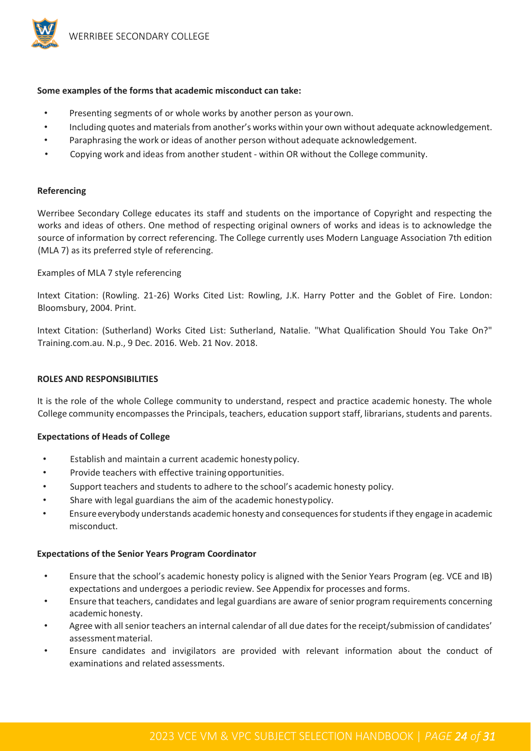**Some examples of the forms that academic misconduct can take:**

- Presenting segments of or whole works by another person as your own.
- Including quotes and materials from another's works within your own without adequate acknowledgement.
- Paraphrasing the work or ideas of another person without adequate acknowledgement.
- Copying work and ideas from another student - within OR without the College community.

**Referencing**

Werribee Secondary College educates its staff and students on the importance of Copyright and respecting the works and ideas of others. One method of respecting original owners of works and ideas is to acknowledge the source of information by correct referencing. The College currently uses Modern Language Association 7th edition (MLA 7) as its preferred style of referencing.

Examples of MLA 7 style referencing

Intext Citation: (Rowling. 21-26) Works Cited List: Rowling, J.K. Harry Potter and the Goblet of Fire. London: Bloomsbury, 2004. Print.

Intext Citation: (Sutherland) Works Cited List: Sutherland, Natalie. "What Qualification Should You Take On?" Training.com.au. N.p., 9 Dec. 2016. Web. 21 Nov. 2018.

**ROLES AND RESPONSIBILITIES**

It is the role of the whole College community to understand, respect and practice academic honesty. The whole College community encompasses the Principals, teachers, education support staff, librarians, students and parents.

**Expectations of Heads of College**

- Establish and maintain a current academic honesty policy.
- Provide teachers with effective training opportunities.
- Support teachers and students to adhere to the school's academic honesty policy.
- Share with legal guardians the aim of the academic honesty policy.
- Ensure everybody understands academic honesty and consequences for students if they engage in academic misconduct.

**Expectations of the Senior Years Program Coordinator**

- Ensure that the school's academic honesty policy is aligned with the Senior Years Program (eg. VCE and IB) expectations and undergoes a periodic review. See Appendix for processes and forms.
- Ensure that teachers, candidates and legal guardians are aware of senior program requirements concerning academic honesty.
- Agree with all senior teachers an internal calendar of all due dates for the receipt/submission of candidates' assessment material.
- Ensure candidates and invigilators are provided with relevant information about the conduct of examinations and related assessments.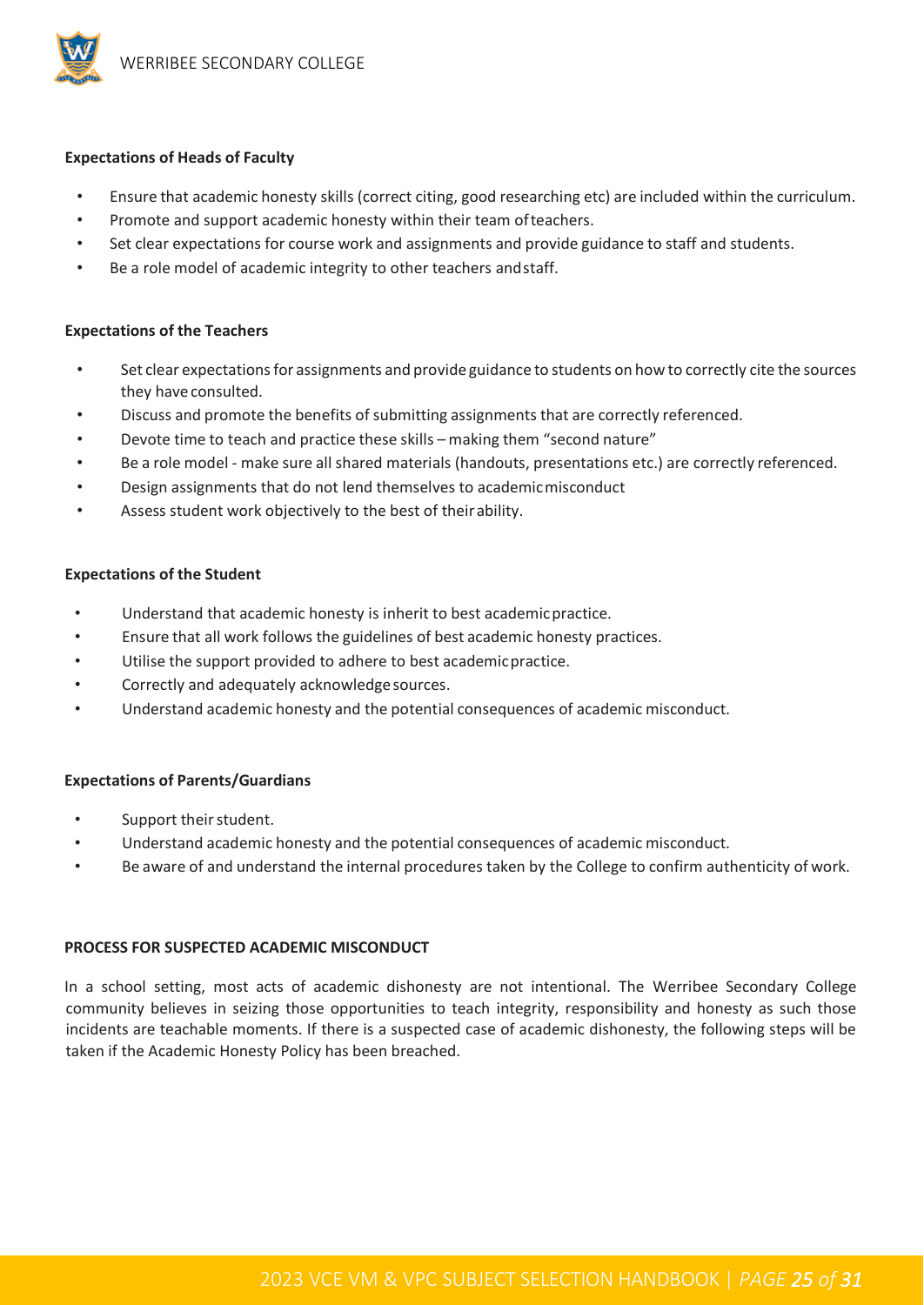**Expectations of Heads of Faculty**

- Ensure that academic honesty skills (correct citing, good researching etc) are included within the curriculum.
- Promote and support academic honesty within their team of teachers.
- Set clear expectations for course work and assignments and provide guidance to staff and students.
- Be a role model of academic integrity to other teachers and staff.

**Expectations of the Teachers**

- Set clear expectations for assignments and provide guidance to students on how to correctly cite the sources they have consulted.
- Discuss and promote the benefits of submitting assignments that are correctly referenced.
- Devote time to teach and practice these skills – making them "second nature"
- Be a role model - make sure all shared materials (handouts, presentations etc.) are correctly referenced.
- Design assignments that do not lend themselves to academic misconduct
- Assess student work objectively to the best of their ability.

**Expectations of the Student**

- Understand that academic honesty is inherit to best academic practice.
- Ensure that all work follows the guidelines of best academic honesty practices.
- Utilise the support provided to adhere to best academic practice.
- Correctly and adequately acknowledge sources.
- Understand academic honesty and the potential consequences of academic misconduct.

**Expectations of Parents/Guardians**

- Support their student.
- Understand academic honesty and the potential consequences of academic misconduct.
- Be aware of and understand the internal procedures taken by the College to confirm authenticity of work.

**PROCESS FOR SUSPECTED ACADEMIC MISCONDUCT**

In a school setting, most acts of academic dishonesty are not intentional. The Werribee Secondary College community believes in seizing those opportunities to teach integrity, responsibility and honesty as such those incidents are teachable moments. If there is a suspected case of academic dishonesty, the following steps will be taken if the Academic Honesty Policy has been breached.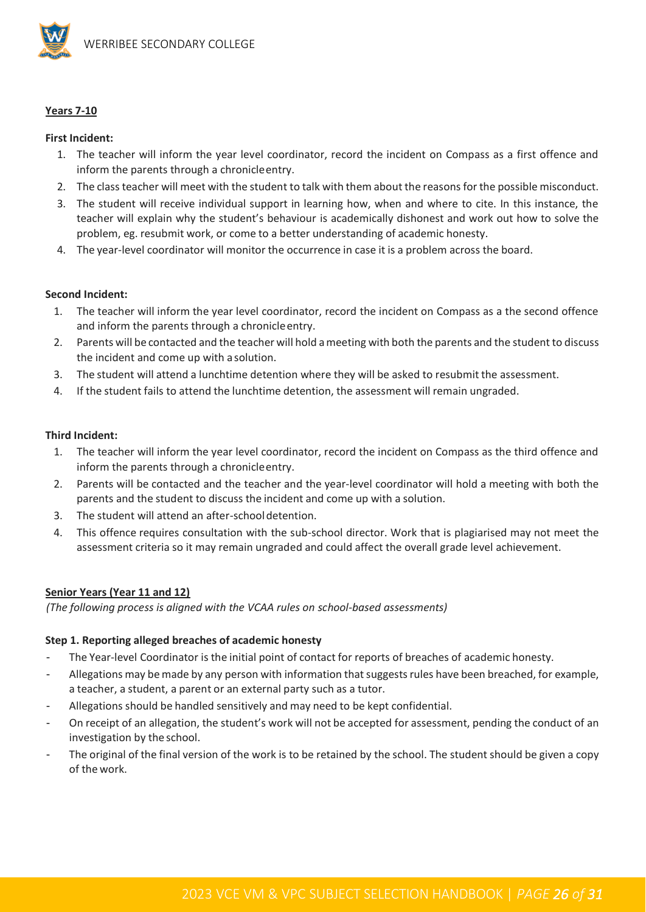**Years 7-10**

**First Incident:**

1. The teacher will inform the year level coordinator, record the incident on Compass as a first offence and inform the parents through a chronicle entry.
2. The class teacher will meet with the student to talk with them about the reasons for the possible misconduct.
3. The student will receive individual support in learning how, when and where to cite. In this instance, the teacher will explain why the student's behaviour is academically dishonest and work out how to solve the problem, eg. resubmit work, or come to a better understanding of academic honesty.
4. The year-level coordinator will monitor the occurrence in case it is a problem across the board.

**Second Incident:**

1. The teacher will inform the year level coordinator, record the incident on Compass as a the second offence and inform the parents through a chronicle entry.
2. Parents will be contacted and the teacher will hold a meeting with both the parents and the student to discuss the incident and come up with a solution.
3. The student will attend a lunchtime detention where they will be asked to resubmit the assessment.
4. If the student fails to attend the lunchtime detention, the assessment will remain ungraded.

**Third Incident:**

1. The teacher will inform the year level coordinator, record the incident on Compass as the third offence and inform the parents through a chronicle entry.
2. Parents will be contacted and the teacher and the year-level coordinator will hold a meeting with both the parents and the student to discuss the incident and come up with a solution.
3. The student will attend an after-school detention.
4. This offence requires consultation with the sub-school director. Work that is plagiarised may not meet the assessment criteria so it may remain ungraded and could affect the overall grade level achievement.

**Senior Years (Year 11 and 12)**

*(The following process is aligned with the VCAA rules on school-based assessments)*

**Step 1. Reporting alleged breaches of academic honesty**

- The Year-level Coordinator is the initial point of contact for reports of breaches of academic honesty.
- Allegations may be made by any person with information that suggests rules have been breached, for example, a teacher, a student, a parent or an external party such as a tutor.
- Allegations should be handled sensitively and may need to be kept confidential.
- On receipt of an allegation, the student's work will not be accepted for assessment, pending the conduct of an investigation by the school.
- The original of the final version of the work is to be retained by the school. The student should be given a copy of the work.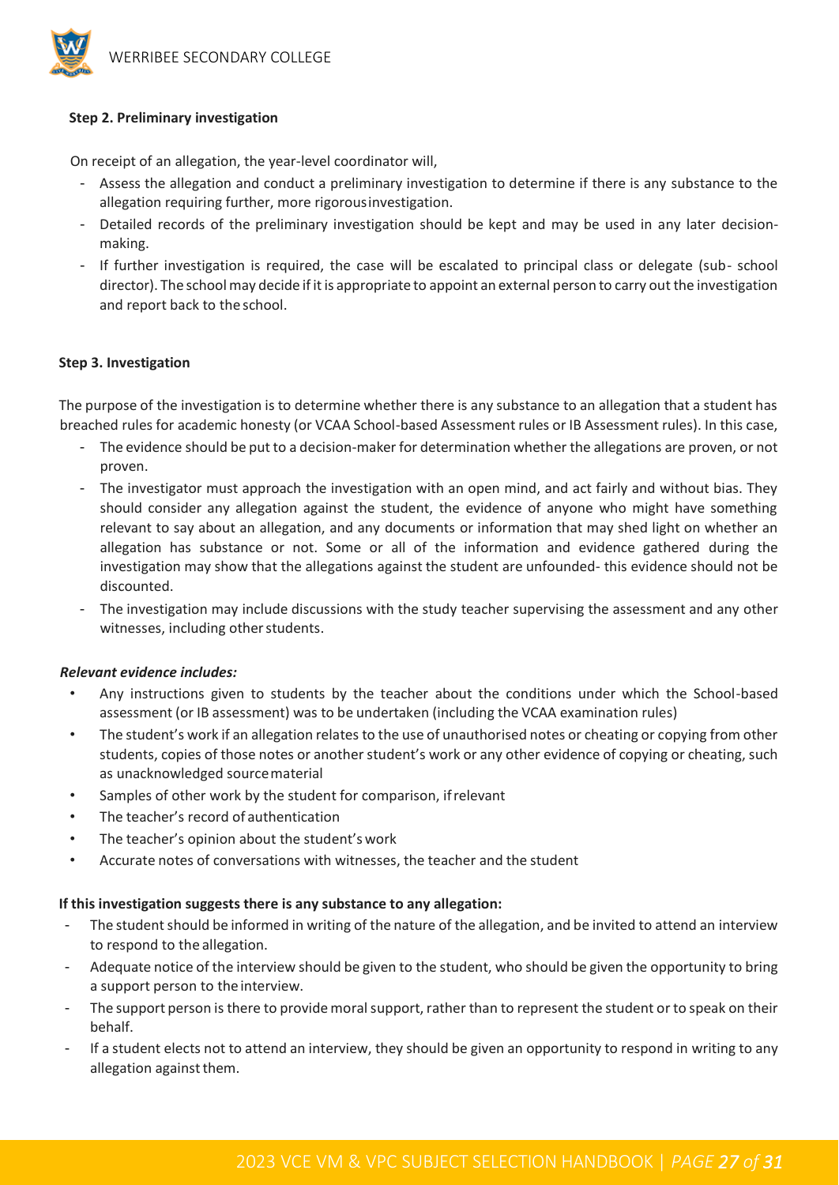**Step 2. Preliminary investigation**

On receipt of an allegation, the year-level coordinator will,

- Assess the allegation and conduct a preliminary investigation to determine if there is any substance to the allegation requiring further, more rigorous investigation.
- Detailed records of the preliminary investigation should be kept and may be used in any later decision-making.
- If further investigation is required, the case will be escalated to principal class or delegate (sub- school director). The school may decide if it is appropriate to appoint an external person to carry out the investigation and report back to the school.

**Step 3. Investigation**

The purpose of the investigation is to determine whether there is any substance to an allegation that a student has breached rules for academic honesty (or VCAA School-based Assessment rules or IB Assessment rules). In this case,

- The evidence should be put to a decision-maker for determination whether the allegations are proven, or not proven.
- The investigator must approach the investigation with an open mind, and act fairly and without bias. They should consider any allegation against the student, the evidence of anyone who might have something relevant to say about an allegation, and any documents or information that may shed light on whether an allegation has substance or not. Some or all of the information and evidence gathered during the investigation may show that the allegations against the student are unfounded- this evidence should not be discounted.
- The investigation may include discussions with the study teacher supervising the assessment and any other witnesses, including other students.

***Relevant evidence includes:***

- Any instructions given to students by the teacher about the conditions under which the School-based assessment (or IB assessment) was to be undertaken (including the VCAA examination rules)
- The student's work if an allegation relates to the use of unauthorised notes or cheating or copying from other students, copies of those notes or another student's work or any other evidence of copying or cheating, such as unacknowledged source material
- Samples of other work by the student for comparison, if relevant
- The teacher's record of authentication
- The teacher's opinion about the student's work
- Accurate notes of conversations with witnesses, the teacher and the student

**If this investigation suggests there is any substance to any allegation:**

- The student should be informed in writing of the nature of the allegation, and be invited to attend an interview to respond to the allegation.
- Adequate notice of the interview should be given to the student, who should be given the opportunity to bring a support person to the interview.
- The support person is there to provide moral support, rather than to represent the student or to speak on their behalf.
- If a student elects not to attend an interview, they should be given an opportunity to respond in writing to any allegation against them.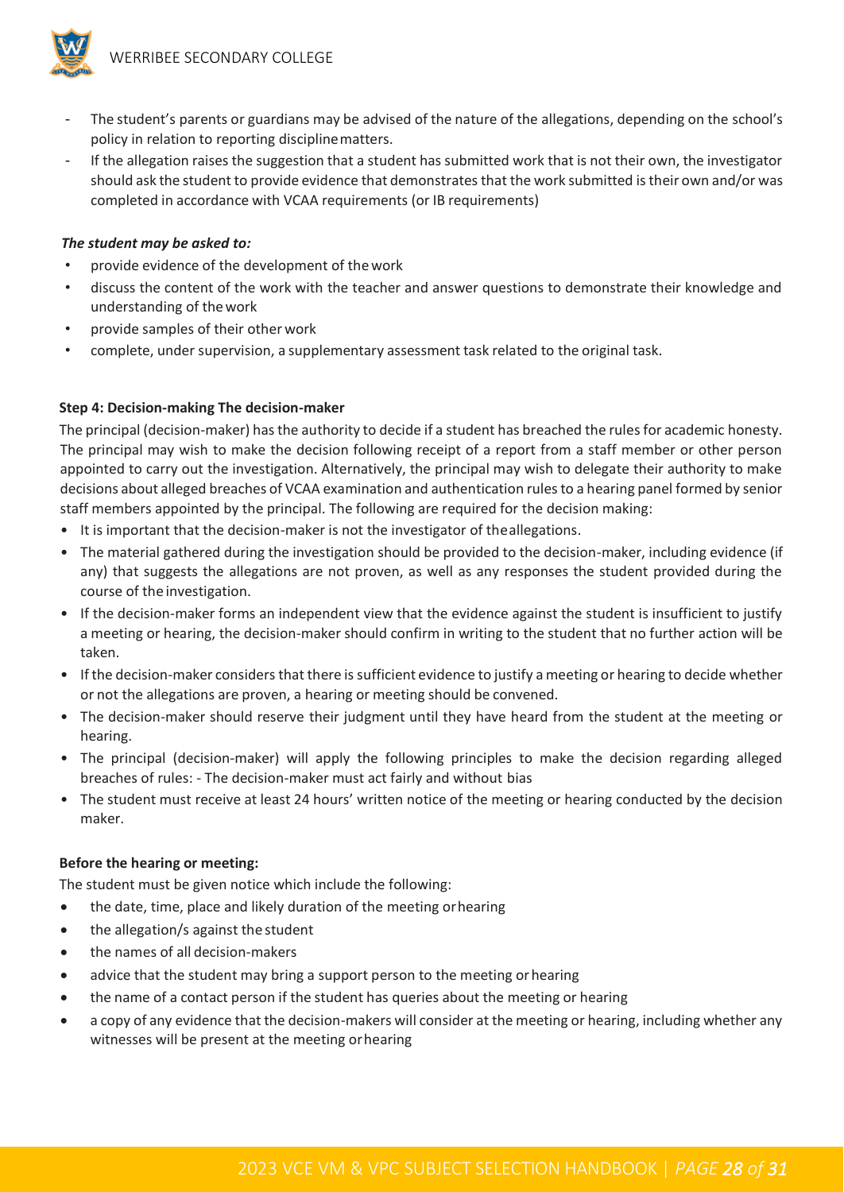- The student's parents or guardians may be advised of the nature of the allegations, depending on the school's policy in relation to reporting discipline matters.
- If the allegation raises the suggestion that a student has submitted work that is not their own, the investigator should ask the student to provide evidence that demonstrates that the work submitted is their own and/or was completed in accordance with VCAA requirements (or IB requirements)

***The student may be asked to:***

- provide evidence of the development of the work
- discuss the content of the work with the teacher and answer questions to demonstrate their knowledge and understanding of the work
- provide samples of their other work
- complete, under supervision, a supplementary assessment task related to the original task.

**Step 4: Decision-making The decision-maker**

The principal (decision-maker) has the authority to decide if a student has breached the rules for academic honesty. The principal may wish to make the decision following receipt of a report from a staff member or other person appointed to carry out the investigation. Alternatively, the principal may wish to delegate their authority to make decisions about alleged breaches of VCAA examination and authentication rules to a hearing panel formed by senior staff members appointed by the principal. The following are required for the decision making:

- It is important that the decision-maker is not the investigator of the allegations.
- The material gathered during the investigation should be provided to the decision-maker, including evidence (if any) that suggests the allegations are not proven, as well as any responses the student provided during the course of the investigation.
- If the decision-maker forms an independent view that the evidence against the student is insufficient to justify a meeting or hearing, the decision-maker should confirm in writing to the student that no further action will be taken.
- If the decision-maker considers that there is sufficient evidence to justify a meeting or hearing to decide whether or not the allegations are proven, a hearing or meeting should be convened.
- The decision-maker should reserve their judgment until they have heard from the student at the meeting or hearing.
- The principal (decision-maker) will apply the following principles to make the decision regarding alleged breaches of rules: - The decision-maker must act fairly and without bias
- The student must receive at least 24 hours' written notice of the meeting or hearing conducted by the decision maker.

**Before the hearing or meeting:**

The student must be given notice which include the following:

- the date, time, place and likely duration of the meeting or hearing
- the allegation/s against the student
- the names of all decision-makers
- advice that the student may bring a support person to the meeting or hearing
- the name of a contact person if the student has queries about the meeting or hearing
- a copy of any evidence that the decision-makers will consider at the meeting or hearing, including whether any witnesses will be present at the meeting or hearing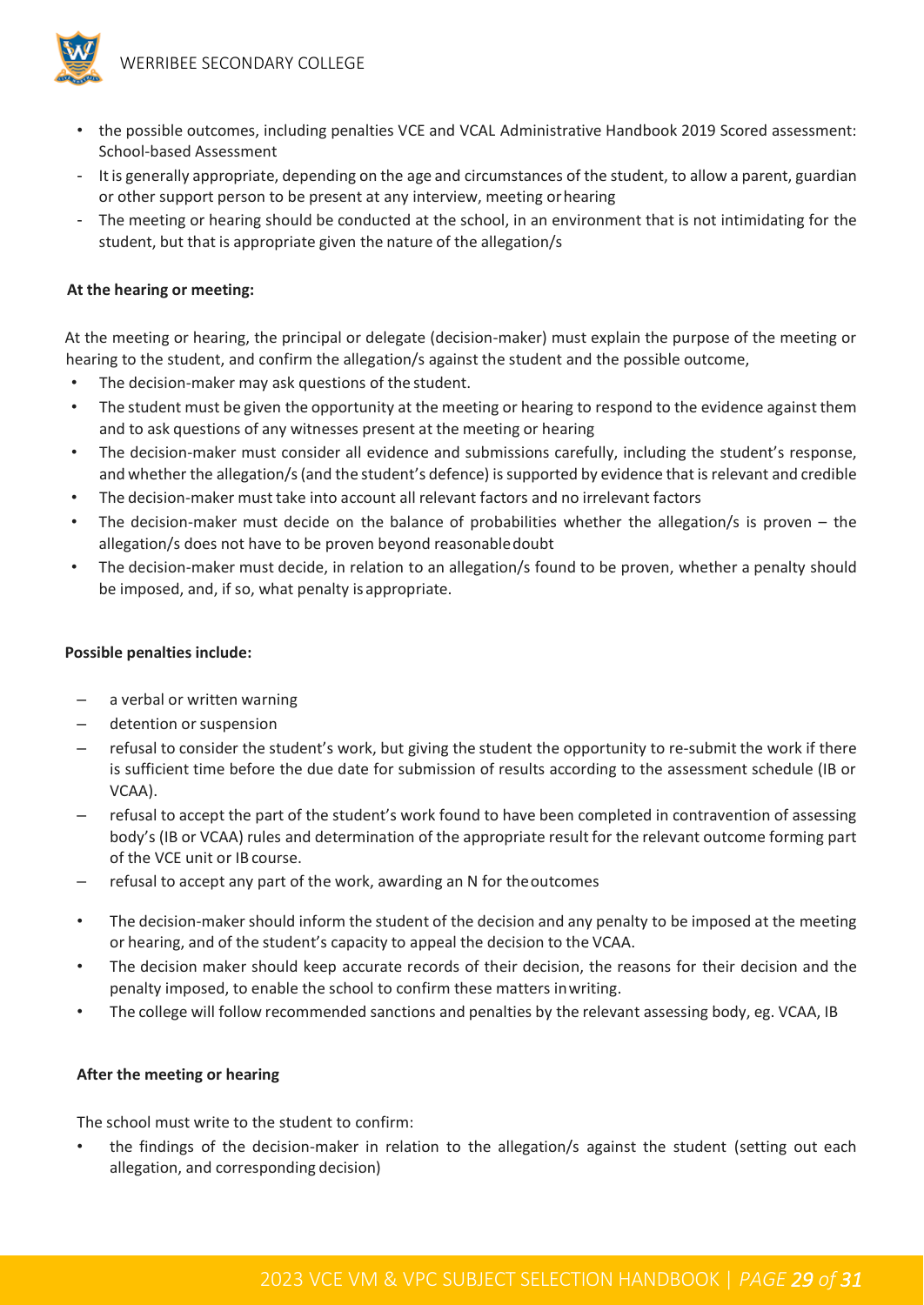- the possible outcomes, including penalties VCE and VCAL Administrative Handbook 2019 Scored assessment: School-based Assessment
- It is generally appropriate, depending on the age and circumstances of the student, to allow a parent, guardian or other support person to be present at any interview, meeting or hearing
- The meeting or hearing should be conducted at the school, in an environment that is not intimidating for the student, but that is appropriate given the nature of the allegation/s

**At the hearing or meeting:**

At the meeting or hearing, the principal or delegate (decision-maker) must explain the purpose of the meeting or hearing to the student, and confirm the allegation/s against the student and the possible outcome,

- The decision-maker may ask questions of the student.
- The student must be given the opportunity at the meeting or hearing to respond to the evidence against them and to ask questions of any witnesses present at the meeting or hearing
- The decision-maker must consider all evidence and submissions carefully, including the student's response, and whether the allegation/s (and the student's defence) is supported by evidence that is relevant and credible
- The decision-maker must take into account all relevant factors and no irrelevant factors
- The decision-maker must decide on the balance of probabilities whether the allegation/s is proven – the allegation/s does not have to be proven beyond reasonable doubt
- The decision-maker must decide, in relation to an allegation/s found to be proven, whether a penalty should be imposed, and, if so, what penalty is appropriate.

**Possible penalties include:**

- a verbal or written warning
- detention or suspension
- refusal to consider the student's work, but giving the student the opportunity to re-submit the work if there is sufficient time before the due date for submission of results according to the assessment schedule (IB or VCAA).
- refusal to accept the part of the student's work found to have been completed in contravention of assessing body's (IB or VCAA) rules and determination of the appropriate result for the relevant outcome forming part of the VCE unit or IB course.
- refusal to accept any part of the work, awarding an N for the outcomes

- The decision-maker should inform the student of the decision and any penalty to be imposed at the meeting or hearing, and of the student's capacity to appeal the decision to the VCAA.
- The decision maker should keep accurate records of their decision, the reasons for their decision and the penalty imposed, to enable the school to confirm these matters in writing.
- The college will follow recommended sanctions and penalties by the relevant assessing body, eg. VCAA, IB

**After the meeting or hearing**

The school must write to the student to confirm:

- the findings of the decision-maker in relation to the allegation/s against the student (setting out each allegation, and corresponding decision)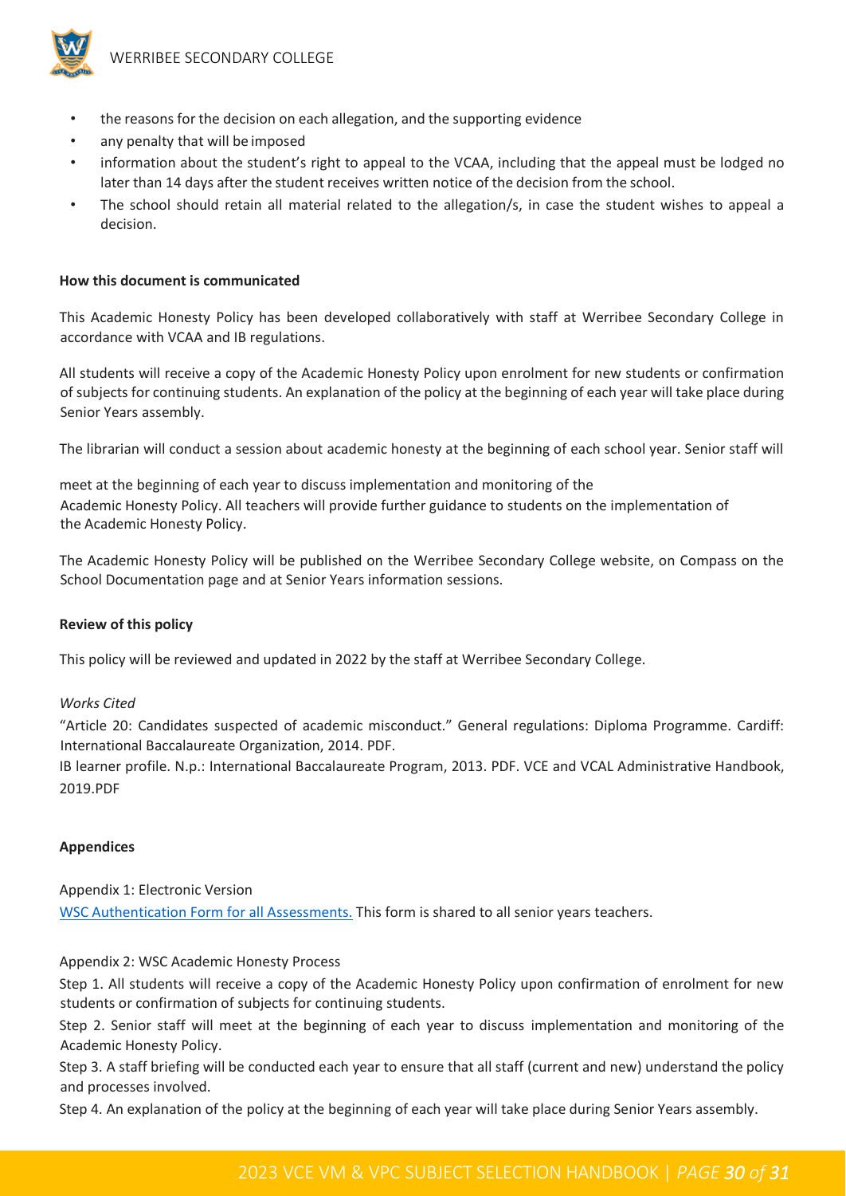- the reasons for the decision on each allegation, and the supporting evidence
- any penalty that will be imposed
- information about the student's right to appeal to the VCAA, including that the appeal must be lodged no later than 14 days after the student receives written notice of the decision from the school.
- The school should retain all material related to the allegation/s, in case the student wishes to appeal a decision.

**How this document is communicated**

This Academic Honesty Policy has been developed collaboratively with staff at Werribee Secondary College in accordance with VCAA and IB regulations.

All students will receive a copy of the Academic Honesty Policy upon enrolment for new students or confirmation of subjects for continuing students. An explanation of the policy at the beginning of each year will take place during Senior Years assembly.

The librarian will conduct a session about academic honesty at the beginning of each school year. Senior staff will

meet at the beginning of each year to discuss implementation and monitoring of the Academic Honesty Policy. All teachers will provide further guidance to students on the implementation of the Academic Honesty Policy.

The Academic Honesty Policy will be published on the Werribee Secondary College website, on Compass on the School Documentation page and at Senior Years information sessions.

**Review of this policy**

This policy will be reviewed and updated in 2022 by the staff at Werribee Secondary College.

*Works Cited*

"Article 20: Candidates suspected of academic misconduct." General regulations: Diploma Programme. Cardiff: International Baccalaureate Organization, 2014. PDF.

IB learner profile. N.p.: International Baccalaureate Program, 2013. PDF. VCE and VCAL Administrative Handbook, 2019.PDF

**Appendices**

Appendix 1: Electronic Version

WSC Authentication Form for all Assessments. This form is shared to all senior years teachers.

Appendix 2: WSC Academic Honesty Process

Step 1. All students will receive a copy of the Academic Honesty Policy upon confirmation of enrolment for new students or confirmation of subjects for continuing students.

Step 2. Senior staff will meet at the beginning of each year to discuss implementation and monitoring of the Academic Honesty Policy.

Step 3. A staff briefing will be conducted each year to ensure that all staff (current and new) understand the policy and processes involved.

Step 4. An explanation of the policy at the beginning of each year will take place during Senior Years assembly.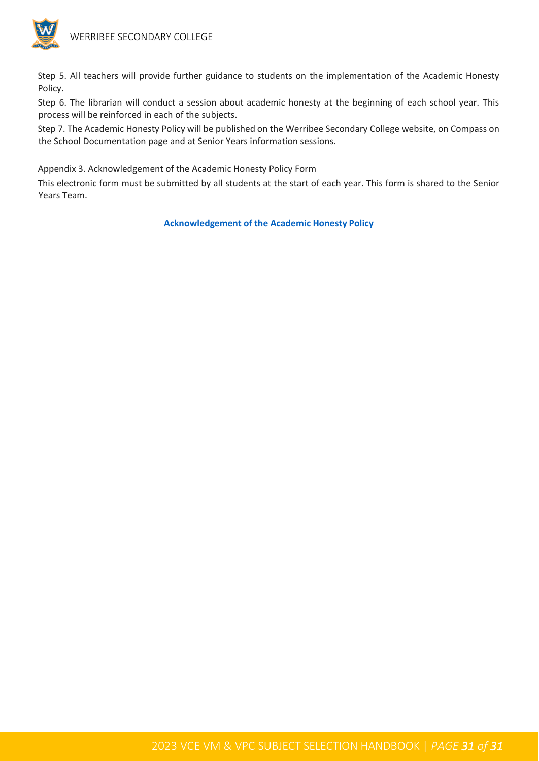Step 5. All teachers will provide further guidance to students on the implementation of the Academic Honesty Policy.

Step 6. The librarian will conduct a session about academic honesty at the beginning of each school year. This process will be reinforced in each of the subjects.

Step 7. The Academic Honesty Policy will be published on the Werribee Secondary College website, on Compass on the School Documentation page and at Senior Years information sessions.

Appendix 3. Acknowledgement of the Academic Honesty Policy Form

This electronic form must be submitted by all students at the start of each year. This form is shared to the Senior Years Team.

**Acknowledgement of the Academic Honesty Policy**